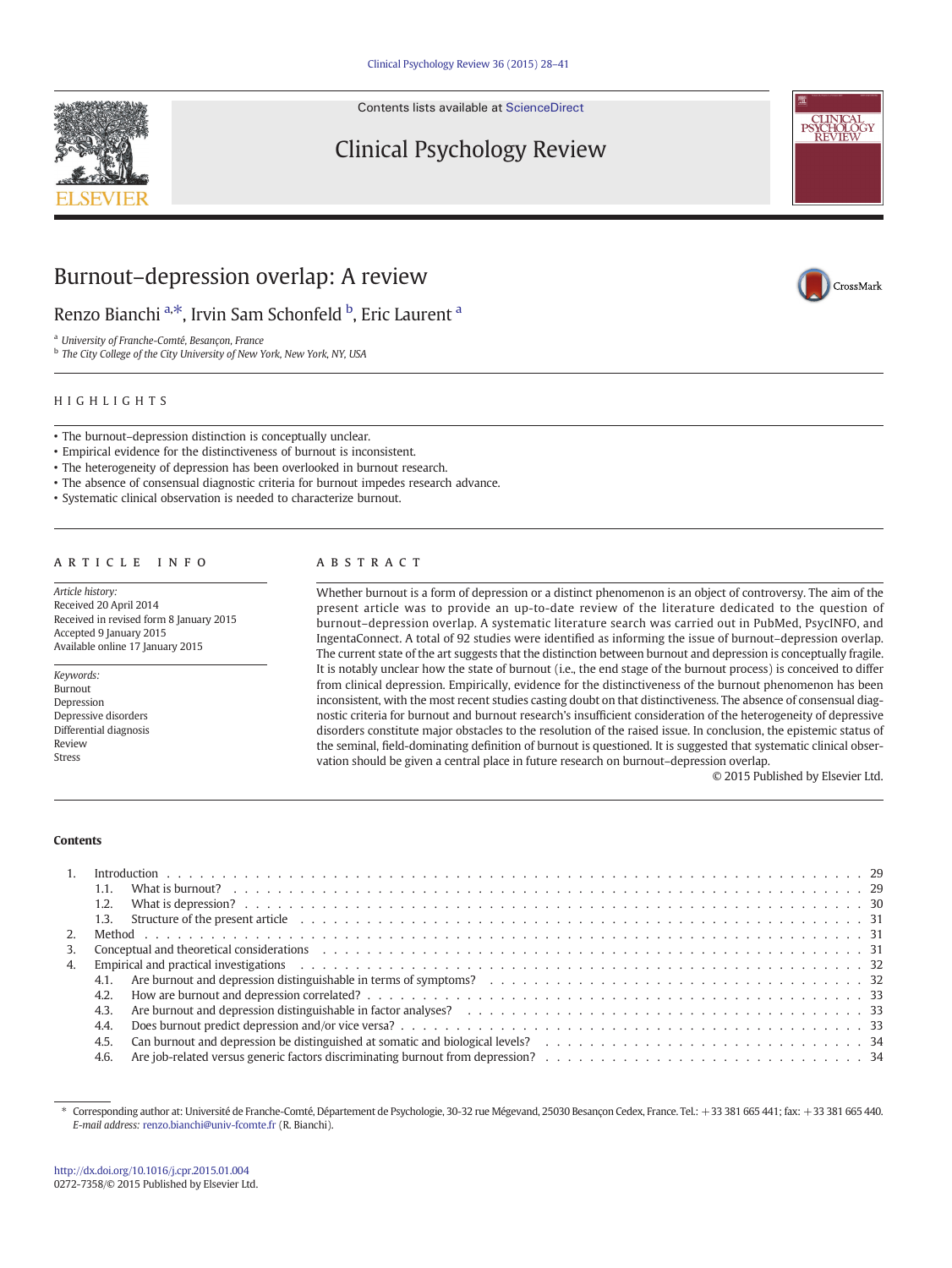# Burnout–depression overlap: A review

Renzo Bianchi [a,*], Irvin Sam Schonfeld [b], Eric Laurent [a]

[a] University of Franche-Comté, Besançon, France
[b] The City College of the City University of New York, New York, NY, USA

## HIGHLIGHTS

- The burnout–depression distinction is conceptually unclear.
- Empirical evidence for the distinctiveness of burnout is inconsistent.
- The heterogeneity of depression has been overlooked in burnout research.
- The absence of consensual diagnostic criteria for burnout impedes research advance.
- Systematic clinical observation is needed to characterize burnout.

## ARTICLE INFO

*Article history:*
Received 20 April 2014
Received in revised form 8 January 2015
Accepted 9 January 2015
Available online 17 January 2015

*Keywords:*
Burnout
Depression
Depressive disorders
Differential diagnosis
Review
Stress

## ABSTRACT

Whether burnout is a form of depression or a distinct phenomenon is an object of controversy. The aim of the present article was to provide an up-to-date review of the literature dedicated to the question of burnout–depression overlap. A systematic literature search was carried out in PubMed, PsycINFO, and IngentaConnect. A total of 92 studies were identified as informing the issue of burnout–depression overlap. The current state of the art suggests that the distinction between burnout and depression is conceptually fragile. It is notably unclear how the state of burnout (i.e., the end stage of the burnout process) is conceived to differ from clinical depression. Empirically, evidence for the distinctiveness of the burnout phenomenon has been inconsistent, with the most recent studies casting doubt on that distinctiveness. The absence of consensual diagnostic criteria for burnout and burnout research's insufficient consideration of the heterogeneity of depressive disorders constitute major obstacles to the resolution of the raised issue. In conclusion, the epistemic status of the seminal, field-dominating definition of burnout is questioned. It is suggested that systematic clinical observation should be given a central place in future research on burnout–depression overlap.

© 2015 Published by Elsevier Ltd.

## Contents

1. Introduction . . . 29
   1.1. What is burnout? . . . 29
   1.2. What is depression? . . . 30
   1.3. Structure of the present article . . . 31
2. Method . . . 31
3. Conceptual and theoretical considerations . . . 31
4. Empirical and practical investigations . . . 32
   4.1. Are burnout and depression distinguishable in terms of symptoms? . . . 32
   4.2. How are burnout and depression correlated? . . . 33
   4.3. Are burnout and depression distinguishable in factor analyses? . . . 33
   4.4. Does burnout predict depression and/or vice versa? . . . 33
   4.5. Can burnout and depression be distinguished at somatic and biological levels? . . . 34
   4.6. Are job-related versus generic factors discriminating burnout from depression? . . . 34

\* Corresponding author at: Université de Franche-Comté, Département de Psychologie, 30-32 rue Mégevand, 25030 Besançon Cedex, France. Tel.: +33 381 665 441; fax: +33 381 665 440.
*E-mail address:* renzo.bianchi@univ-fcomte.fr (R. Bianchi).

http://dx.doi.org/10.1016/j.cpr.2015.01.004
0272-7358/© 2015 Published by Elsevier Ltd.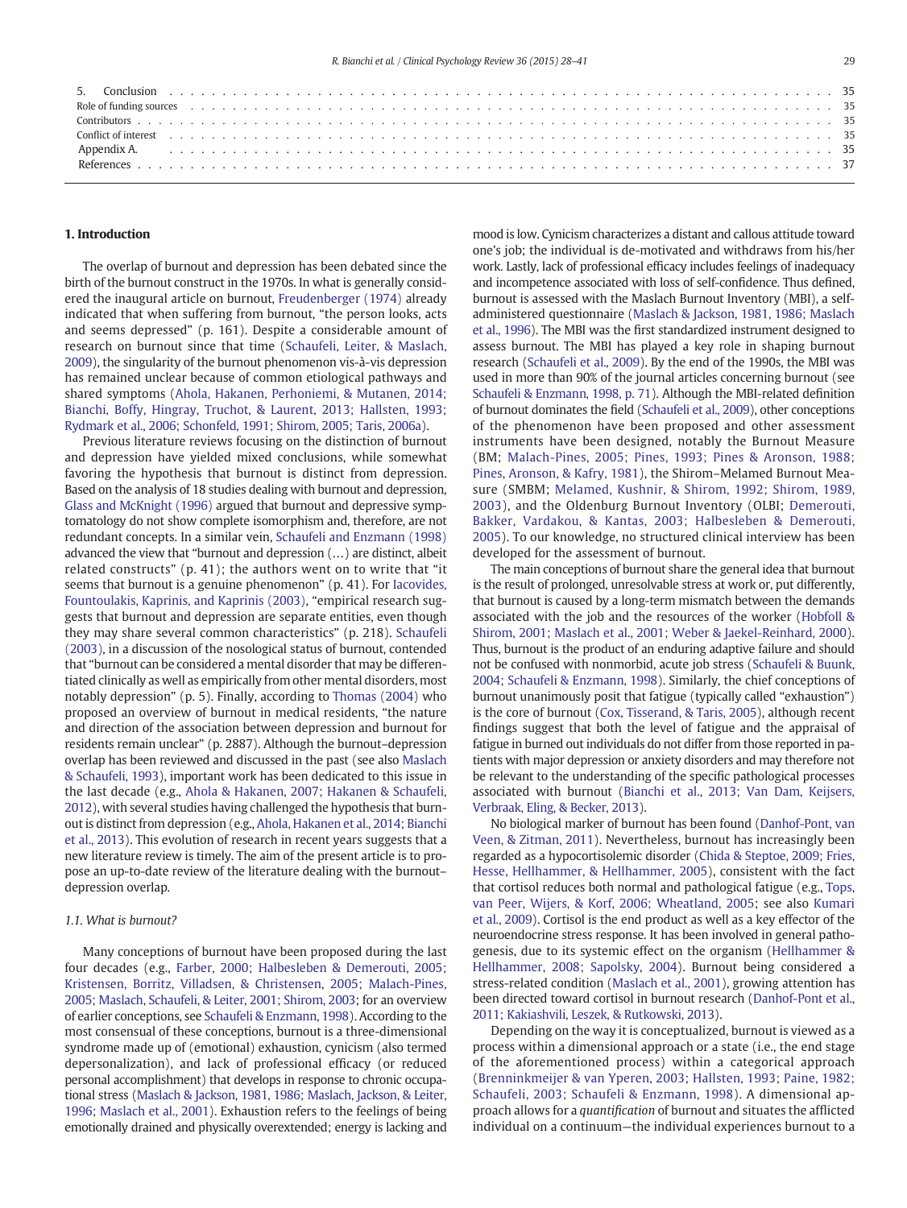| 5. Conclusion | 35 |
|---|---|
| Role of funding sources | 35 |
| Contributors | 35 |
| Conflict of interest | 35 |
| Appendix A. | 35 |
| References | 37 |

## 1. Introduction

The overlap of burnout and depression has been debated since the birth of the burnout construct in the 1970s. In what is generally considered the inaugural article on burnout, Freudenberger (1974) already indicated that when suffering from burnout, "the person looks, acts and seems depressed" (p. 161). Despite a considerable amount of research on burnout since that time (Schaufeli, Leiter, & Maslach, 2009), the singularity of the burnout phenomenon vis-à-vis depression has remained unclear because of common etiological pathways and shared symptoms (Ahola, Hakanen, Perhoniemi, & Mutanen, 2014; Bianchi, Boffy, Hingray, Truchot, & Laurent, 2013; Hallsten, 1993; Rydmark et al., 2006; Schonfeld, 1991; Shirom, 2005; Taris, 2006a).

Previous literature reviews focusing on the distinction of burnout and depression have yielded mixed conclusions, while somewhat favoring the hypothesis that burnout is distinct from depression. Based on the analysis of 18 studies dealing with burnout and depression, Glass and McKnight (1996) argued that burnout and depressive symptomatology do not show complete isomorphism and, therefore, are not redundant concepts. In a similar vein, Schaufeli and Enzmann (1998) advanced the view that "burnout and depression (…) are distinct, albeit related constructs" (p. 41); the authors went on to write that "it seems that burnout is a genuine phenomenon" (p. 41). For Iacovides, Fountoulakis, Kaprinis, and Kaprinis (2003), "empirical research suggests that burnout and depression are separate entities, even though they may share several common characteristics" (p. 218). Schaufeli (2003), in a discussion of the nosological status of burnout, contended that "burnout can be considered a mental disorder that may be differentiated clinically as well as empirically from other mental disorders, most notably depression" (p. 5). Finally, according to Thomas (2004) who proposed an overview of burnout in medical residents, "the nature and direction of the association between depression and burnout for residents remain unclear" (p. 2887). Although the burnout–depression overlap has been reviewed and discussed in the past (see also Maslach & Schaufeli, 1993), important work has been dedicated to this issue in the last decade (e.g., Ahola & Hakanen, 2007; Hakanen & Schaufeli, 2012), with several studies having challenged the hypothesis that burnout is distinct from depression (e.g., Ahola, Hakanen et al., 2014; Bianchi et al., 2013). This evolution of research in recent years suggests that a new literature review is timely. The aim of the present article is to propose an up-to-date review of the literature dealing with the burnout–depression overlap.

### 1.1. What is burnout?

Many conceptions of burnout have been proposed during the last four decades (e.g., Farber, 2000; Halbesleben & Demerouti, 2005; Kristensen, Borritz, Villadsen, & Christensen, 2005; Malach-Pines, 2005; Maslach, Schaufeli, & Leiter, 2001; Shirom, 2003; for an overview of earlier conceptions, see Schaufeli & Enzmann, 1998). According to the most consensual of these conceptions, burnout is a three-dimensional syndrome made up of (emotional) exhaustion, cynicism (also termed depersonalization), and lack of professional efficacy (or reduced personal accomplishment) that develops in response to chronic occupational stress (Maslach & Jackson, 1981, 1986; Maslach, Jackson, & Leiter, 1996; Maslach et al., 2001). Exhaustion refers to the feelings of being emotionally drained and physically overextended; energy is lacking and mood is low. Cynicism characterizes a distant and callous attitude toward one's job; the individual is de-motivated and withdraws from his/her work. Lastly, lack of professional efficacy includes feelings of inadequacy and incompetence associated with loss of self-confidence. Thus defined, burnout is assessed with the Maslach Burnout Inventory (MBI), a self-administered questionnaire (Maslach & Jackson, 1981, 1986; Maslach et al., 1996). The MBI was the first standardized instrument designed to assess burnout. The MBI has played a key role in shaping burnout research (Schaufeli et al., 2009). By the end of the 1990s, the MBI was used in more than 90% of the journal articles concerning burnout (see Schaufeli & Enzmann, 1998, p. 71). Although the MBI-related definition of burnout dominates the field (Schaufeli et al., 2009), other conceptions of the phenomenon have been proposed and other assessment instruments have been designed, notably the Burnout Measure (BM; Malach-Pines, 2005; Pines, 1993; Pines & Aronson, 1988; Pines, Aronson, & Kafry, 1981), the Shirom–Melamed Burnout Measure (SMBM; Melamed, Kushnir, & Shirom, 1992; Shirom, 1989, 2003), and the Oldenburg Burnout Inventory (OLBI; Demerouti, Bakker, Vardakou, & Kantas, 2003; Halbesleben & Demerouti, 2005). To our knowledge, no structured clinical interview has been developed for the assessment of burnout.

The main conceptions of burnout share the general idea that burnout is the result of prolonged, unresolvable stress at work or, put differently, that burnout is caused by a long-term mismatch between the demands associated with the job and the resources of the worker (Hobfoll & Shirom, 2001; Maslach et al., 2001; Weber & Jaekel-Reinhard, 2000). Thus, burnout is the product of an enduring adaptive failure and should not be confused with nonmorbid, acute job stress (Schaufeli & Buunk, 2004; Schaufeli & Enzmann, 1998). Similarly, the chief conceptions of burnout unanimously posit that fatigue (typically called "exhaustion") is the core of burnout (Cox, Tisserand, & Taris, 2005), although recent findings suggest that both the level of fatigue and the appraisal of fatigue in burned out individuals do not differ from those reported in patients with major depression or anxiety disorders and may therefore not be relevant to the understanding of the specific pathological processes associated with burnout (Bianchi et al., 2013; Van Dam, Keijsers, Verbraak, Eling, & Becker, 2013).

No biological marker of burnout has been found (Danhof-Pont, van Veen, & Zitman, 2011). Nevertheless, burnout has increasingly been regarded as a hypocortisolemic disorder (Chida & Steptoe, 2009; Fries, Hesse, Hellhammer, & Hellhammer, 2005), consistent with the fact that cortisol reduces both normal and pathological fatigue (e.g., Tops, van Peer, Wijers, & Korf, 2006; Wheatland, 2005; see also Kumari et al., 2009). Cortisol is the end product as well as a key effector of the neuroendocrine stress response. It has been involved in general pathogenesis, due to its systemic effect on the organism (Hellhammer & Hellhammer, 2008; Sapolsky, 2004). Burnout being considered a stress-related condition (Maslach et al., 2001), growing attention has been directed toward cortisol in burnout research (Danhof-Pont et al., 2011; Kakiashvili, Leszek, & Rutkowski, 2013).

Depending on the way it is conceptualized, burnout is viewed as a process within a dimensional approach or a state (i.e., the end stage of the aforementioned process) within a categorical approach (Brenninkmeijer & van Yperen, 2003; Hallsten, 1993; Paine, 1982; Schaufeli, 2003; Schaufeli & Enzmann, 1998). A dimensional approach allows for a *quantification* of burnout and situates the afflicted individual on a continuum—the individual experiences burnout to a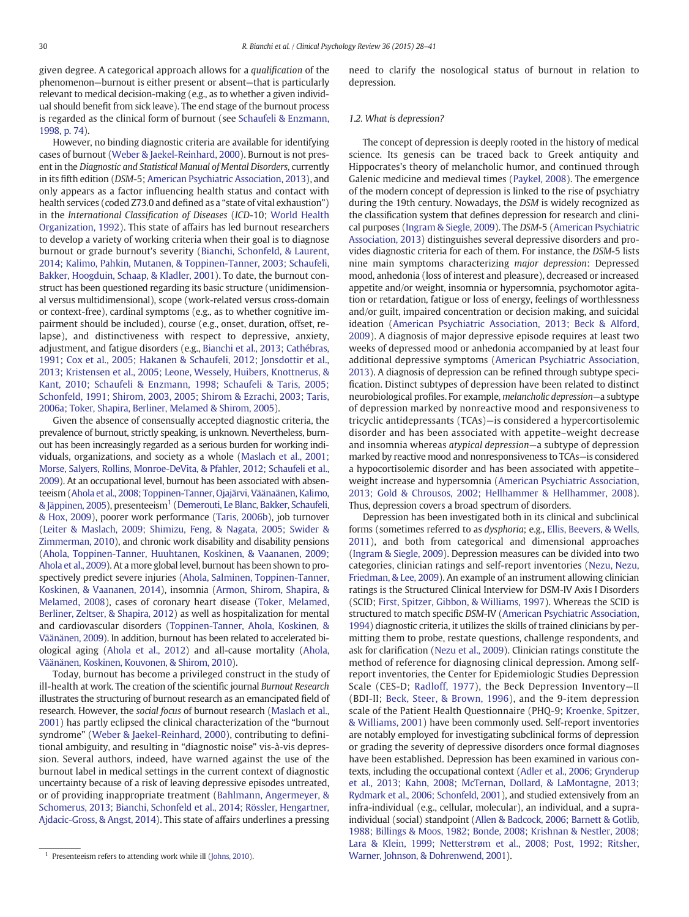given degree. A categorical approach allows for a *qualification* of the phenomenon—burnout is either present or absent—that is particularly relevant to medical decision-making (e.g., as to whether a given individual should benefit from sick leave). The end stage of the burnout process is regarded as the clinical form of burnout (see Schaufeli & Enzmann, 1998, p. 74).

However, no binding diagnostic criteria are available for identifying cases of burnout (Weber & Jaekel-Reinhard, 2000). Burnout is not present in the *Diagnostic and Statistical Manual of Mental Disorders*, currently in its fifth edition (*DSM*-5; American Psychiatric Association, 2013), and only appears as a factor influencing health status and contact with health services (coded Z73.0 and defined as a "state of vital exhaustion") in the *International Classification of Diseases* (*ICD*-10; World Health Organization, 1992). This state of affairs has led burnout researchers to develop a variety of working criteria when their goal is to diagnose burnout or grade burnout's severity (Bianchi, Schonfeld, & Laurent, 2014; Kalimo, Pahkin, Mutanen, & Toppinen-Tanner, 2003; Schaufeli, Bakker, Hoogduin, Schaap, & Kladler, 2001). To date, the burnout construct has been questioned regarding its basic structure (unidimensional versus multidimensional), scope (work-related versus cross-domain or context-free), cardinal symptoms (e.g., as to whether cognitive impairment should be included), course (e.g., onset, duration, offset, relapse), and distinctiveness with respect to depressive, anxiety, adjustment, and fatigue disorders (e.g., Bianchi et al., 2013; Cathébras, 1991; Cox et al., 2005; Hakanen & Schaufeli, 2012; Jonsdottir et al., 2013; Kristensen et al., 2005; Leone, Wessely, Huibers, Knottnerus, & Kant, 2010; Schaufeli & Enzmann, 1998; Schaufeli & Taris, 2005; Schonfeld, 1991; Shirom, 2003, 2005; Shirom & Ezrachi, 2003; Taris, 2006a; Toker, Shapira, Berliner, Melamed & Shirom, 2005).

Given the absence of consensually accepted diagnostic criteria, the prevalence of burnout, strictly speaking, is unknown. Nevertheless, burnout has been increasingly regarded as a serious burden for working individuals, organizations, and society as a whole (Maslach et al., 2001; Morse, Salyers, Rollins, Monroe-DeVita, & Pfahler, 2012; Schaufeli et al., 2009). At an occupational level, burnout has been associated with absenteeism (Ahola et al., 2008; Toppinen-Tanner, Ojajärvi, Väänaänen, Kalimo, & Jäppinen, 2005), presenteeism[1] (Demerouti, Le Blanc, Bakker, Schaufeli, & Hox, 2009), poorer work performance (Taris, 2006b), job turnover (Leiter & Maslach, 2009; Shimizu, Feng, & Nagata, 2005; Swider & Zimmerman, 2010), and chronic work disability and disability pensions (Ahola, Toppinen-Tanner, Huuhtanen, Koskinen, & Vaananen, 2009; Ahola et al., 2009). At a more global level, burnout has been shown to prospectively predict severe injuries (Ahola, Salminen, Toppinen-Tanner, Koskinen, & Vaananen, 2014), insomnia (Armon, Shirom, Shapira, & Melamed, 2008), cases of coronary heart disease (Toker, Melamed, Berliner, Zeltser, & Shapira, 2012) as well as hospitalization for mental and cardiovascular disorders (Toppinen-Tanner, Ahola, Koskinen, & Väänänen, 2009). In addition, burnout has been related to accelerated biological aging (Ahola et al., 2012) and all-cause mortality (Ahola, Väänänen, Koskinen, Kouvonen, & Shirom, 2010).

Today, burnout has become a privileged construct in the study of ill-health at work. The creation of the scientific journal *Burnout Research* illustrates the structuring of burnout research as an emancipated field of research. However, the *social focus* of burnout research (Maslach et al., 2001) has partly eclipsed the clinical characterization of the "burnout syndrome" (Weber & Jaekel-Reinhard, 2000), contributing to definitional ambiguity, and resulting in "diagnostic noise" vis-à-vis depression. Several authors, indeed, have warned against the use of the burnout label in medical settings in the current context of diagnostic uncertainty because of a risk of leaving depressive episodes untreated, or of providing inappropriate treatment (Bahlmann, Angermeyer, & Schomerus, 2013; Bianchi, Schonfeld et al., 2014; Rössler, Hengartner, Ajdacic-Gross, & Angst, 2014). This state of affairs underlines a pressing need to clarify the nosological status of burnout in relation to depression.

[1] Presenteeism refers to attending work while ill (Johns, 2010).

### 1.2. What is depression?

The concept of depression is deeply rooted in the history of medical science. Its genesis can be traced back to Greek antiquity and Hippocrates's theory of melancholic humor, and continued through Galenic medicine and medieval times (Paykel, 2008). The emergence of the modern concept of depression is linked to the rise of psychiatry during the 19th century. Nowadays, the *DSM* is widely recognized as the classification system that defines depression for research and clinical purposes (Ingram & Siegle, 2009). The *DSM*-5 (American Psychiatric Association, 2013) distinguishes several depressive disorders and provides diagnostic criteria for each of them. For instance, the *DSM*-5 lists nine main symptoms characterizing *major depression*: Depressed mood, anhedonia (loss of interest and pleasure), decreased or increased appetite and/or weight, insomnia or hypersomnia, psychomotor agitation or retardation, fatigue or loss of energy, feelings of worthlessness and/or guilt, impaired concentration or decision making, and suicidal ideation (American Psychiatric Association, 2013; Beck & Alford, 2009). A diagnosis of major depressive episode requires at least two weeks of depressed mood or anhedonia accompanied by at least four additional depressive symptoms (American Psychiatric Association, 2013). A diagnosis of depression can be refined through subtype specification. Distinct subtypes of depression have been related to distinct neurobiological profiles. For example, *melancholic depression*—a subtype of depression marked by nonreactive mood and responsiveness to tricyclic antidepressants (TCAs)—is considered a hypercortisolemic disorder and has been associated with appetite–weight decrease and insomnia whereas *atypical depression*—a subtype of depression marked by reactive mood and nonresponsiveness to TCAs—is considered a hypocortisolemic disorder and has been associated with appetite–weight increase and hypersomnia (American Psychiatric Association, 2013; Gold & Chrousos, 2002; Hellhammer & Hellhammer, 2008). Thus, depression covers a broad spectrum of disorders.

Depression has been investigated both in its clinical and subclinical forms (sometimes referred to as *dysphoria*; e.g., Ellis, Beevers, & Wells, 2011), and both from categorical and dimensional approaches (Ingram & Siegle, 2009). Depression measures can be divided into two categories, clinician ratings and self-report inventories (Nezu, Nezu, Friedman, & Lee, 2009). An example of an instrument allowing clinician ratings is the Structured Clinical Interview for DSM-IV Axis I Disorders (SCID; First, Spitzer, Gibbon, & Williams, 1997). Whereas the SCID is structured to match specific *DSM*-IV (American Psychiatric Association, 1994) diagnostic criteria, it utilizes the skills of trained clinicians by permitting them to probe, restate questions, challenge respondents, and ask for clarification (Nezu et al., 2009). Clinician ratings constitute the method of reference for diagnosing clinical depression. Among self-report inventories, the Center for Epidemiologic Studies Depression Scale (CES-D; Radloff, 1977), the Beck Depression Inventory—II (BDI-II; Beck, Steer, & Brown, 1996), and the 9-item depression scale of the Patient Health Questionnaire (PHQ-9; Kroenke, Spitzer, & Williams, 2001) have been commonly used. Self-report inventories are notably employed for investigating subclinical forms of depression or grading the severity of depressive disorders once formal diagnoses have been established. Depression has been examined in various contexts, including the occupational context (Adler et al., 2006; Grynderup et al., 2013; Kahn, 2008; McTernan, Dollard, & LaMontagne, 2013; Rydmark et al., 2006; Schonfeld, 2001), and studied extensively from an infra-individual (e.g., cellular, molecular), an individual, and a supra-individual (social) standpoint (Allen & Badcock, 2006; Barnett & Gotlib, 1988; Billings & Moos, 1982; Bonde, 2008; Krishnan & Nestler, 2008; Lara & Klein, 1999; Netterstrøm et al., 2008; Post, 1992; Ritsher, Warner, Johnson, & Dohrenwend, 2001).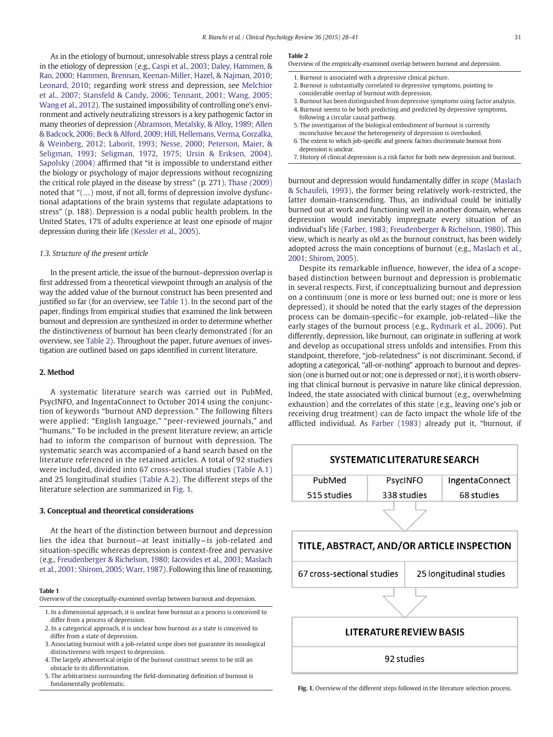As in the etiology of burnout, unresolvable stress plays a central role in the etiology of depression (e.g., Caspi et al., 2003; Daley, Hammen, & Rao, 2000; Hammen, Brennan, Keenan-Miller, Hazel, & Najman, 2010; Leonard, 2010; regarding *work* stress and depression, see Melchior et al., 2007; Stansfeld & Candy, 2006; Tennant, 2001; Wang, 2005; Wang et al., 2012). The sustained impossibility of controlling one's environment and actively neutralizing stressors is a key pathogenic factor in many theories of depression (Abramson, Metalsky, & Alloy, 1989; Allen & Badcock, 2006; Beck & Alford, 2009; Hill, Hellemans, Verma, Gorzalka, & Weinberg, 2012; Laborit, 1993; Nesse, 2000; Peterson, Maier, & Seligman, 1993; Seligman, 1972, 1975; Ursin & Eriksen, 2004). Sapolsky (2004) affirmed that "it is impossible to understand either the biology or psychology of major depressions without recognizing the critical role played in the disease by stress" (p. 271). Thase (2009) noted that "(…) most, if not all, forms of depression involve dysfunctional adaptations of the brain systems that regulate adaptations to stress" (p. 188). Depression is a nodal public health problem. In the United States, 17% of adults experience at least one episode of major depression during their life (Kessler et al., 2005).

### 1.3. Structure of the present article

In the present article, the issue of the burnout–depression overlap is first addressed from a theoretical viewpoint through an analysis of the way the added value of the burnout construct has been presented and justified so far (for an overview, see Table 1). In the second part of the paper, findings from empirical studies that examined the link between burnout and depression are synthesized in order to determine whether the distinctiveness of burnout has been clearly demonstrated (for an overview, see Table 2). Throughout the paper, future avenues of investigation are outlined based on gaps identified in current literature.

## 2. Method

A systematic literature search was carried out in PubMed, PsycINFO, and IngentaConnect to October 2014 using the conjunction of keywords "burnout AND depression." The following filters were applied: "English language," "peer-reviewed journals," and "humans." To be included in the present literature review, an article had to inform the comparison of burnout with depression. The systematic search was accompanied of a hand search based on the literature referenced in the retained articles. A total of 92 studies were included, divided into 67 cross-sectional studies (Table A.1) and 25 longitudinal studies (Table A.2). The different steps of the literature selection are summarized in Fig. 1.

## 3. Conceptual and theoretical considerations

At the heart of the distinction between burnout and depression lies the idea that burnout—at least initially—is job-related and situation-specific whereas depression is context-free and pervasive (e.g., Freudenberger & Richelson, 1980; Iacovides et al., 2003; Maslach et al., 2001; Shirom, 2005; Warr, 1987). Following this line of reasoning, burnout and depression would fundamentally differ in *scope* (Maslach & Schaufeli, 1993), the former being relatively work-restricted, the latter domain-transcending. Thus, an individual could be initially burned out at work and functioning well in another domain, whereas depression would inevitably impregnate every situation of an individual's life (Farber, 1983; Freudenberger & Richelson, 1980). This view, which is nearly as old as the burnout construct, has been widely adopted across the main conceptions of burnout (e.g., Maslach et al., 2001; Shirom, 2005).

Despite its remarkable influence, however, the idea of a scope-based distinction between burnout and depression is problematic in several respects. First, if conceptualizing burnout and depression on a continuum (one is more or less burned out; one is more or less depressed), it should be noted that the early stages of the depression process can be domain-specific—for example, job-related—like the early stages of the burnout process (e.g., Rydmark et al., 2006). Put differently, depression, like burnout, can originate in suffering at work and develop as occupational stress unfolds and intensifies. From this standpoint, therefore, "job-relatedness" is not discriminant. Second, if adopting a categorical, "all-or-nothing" approach to burnout and depression (one is burned out or not; one is depressed or not), it is worth observing that clinical burnout is pervasive in nature like clinical depression. Indeed, the state associated with clinical burnout (e.g., overwhelming exhaustion) and the correlates of this state (e.g., leaving one's job or receiving drug treatment) can de facto impact the whole life of the afflicted individual. As Farber (1983) already put it, "burnout, if

**Table 1**
Overview of the conceptually-examined overlap between burnout and depression.

1. In a dimensional approach, it is unclear how burnout as a process is conceived to differ from a process of depression.
2. In a categorical approach, it is unclear how burnout as a state is conceived to differ from a state of depression.
3. Associating burnout with a job-related scope does not guarantee its nosological distinctiveness with respect to depression.
4. The largely atheoretical origin of the burnout construct seems to be still an obstacle to its differentiation.
5. The arbitrariness surrounding the field-dominating definition of burnout is fundamentally problematic.

**Table 2**
Overview of the empirically-examined overlap between burnout and depression.

1. Burnout is associated with a depressive clinical picture.
2. Burnout is substantially correlated to depressive symptoms, pointing to considerable overlap of burnout with depression.
3. Burnout has been distinguished from depressive symptoms using factor analysis.
4. Burnout seems to be both predicting and predicted by depressive symptoms, following a circular causal pathway.
5. The investigation of the biological embodiment of burnout is currently inconclusive because the heterogeneity of depression is overlooked.
6. The extent to which job-specific and generic factors discriminate burnout from depression is unclear.
7. History of clinical depression is a risk factor for both new depression and burnout.

| SYSTEMATIC LITERATURE SEARCH | | |
|---|---|---|
| PubMed | PsycINFO | IngentaConnect |
| 515 studies | 338 studies | 68 studies |

| TITLE, ABSTRACT, AND/OR ARTICLE INSPECTION | |
|---|---|
| 67 cross-sectional studies | 25 longitudinal studies |

| LITERATURE REVIEW BASIS |
|---|
| 92 studies |

**Fig. 1.** Overview of the different steps followed in the literature selection process.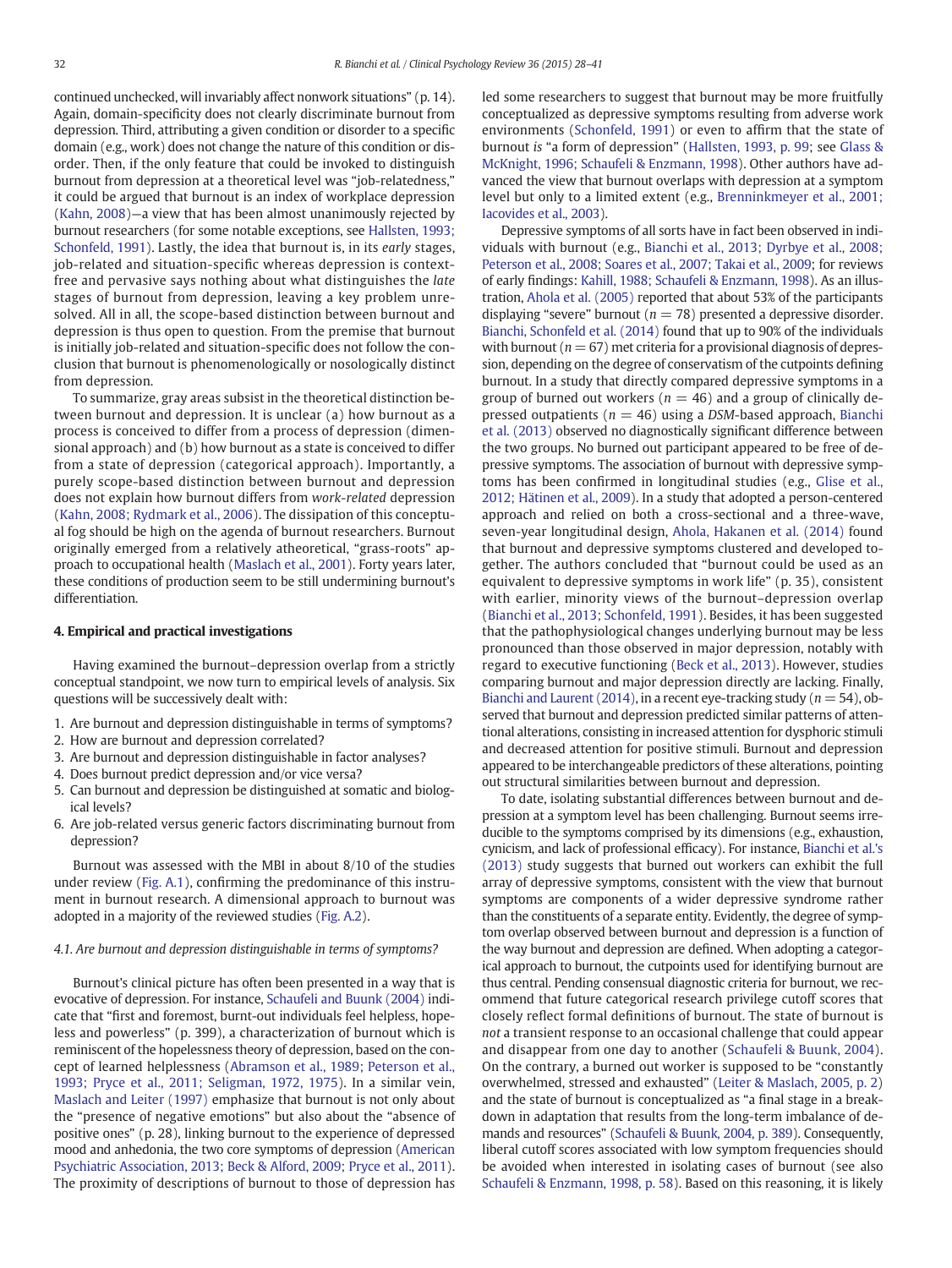continued unchecked, will invariably affect nonwork situations" (p. 14). Again, domain-specificity does not clearly discriminate burnout from depression. Third, attributing a given condition or disorder to a specific domain (e.g., work) does not change the nature of this condition or disorder. Then, if the only feature that could be invoked to distinguish burnout from depression at a theoretical level was "job-relatedness," it could be argued that burnout is an index of workplace depression (Kahn, 2008)—a view that has been almost unanimously rejected by burnout researchers (for some notable exceptions, see Hallsten, 1993; Schonfeld, 1991). Lastly, the idea that burnout is, in its *early* stages, job-related and situation-specific whereas depression is context-free and pervasive says nothing about what distinguishes the *late* stages of burnout from depression, leaving a key problem unresolved. All in all, the scope-based distinction between burnout and depression is thus open to question. From the premise that burnout is initially job-related and situation-specific does not follow the conclusion that burnout is phenomenologically or nosologically distinct from depression.

To summarize, gray areas subsist in the theoretical distinction between burnout and depression. It is unclear (a) how burnout as a process is conceived to differ from a process of depression (dimensional approach) and (b) how burnout as a state is conceived to differ from a state of depression (categorical approach). Importantly, a purely scope-based distinction between burnout and depression does not explain how burnout differs from *work-related* depression (Kahn, 2008; Rydmark et al., 2006). The dissipation of this conceptual fog should be high on the agenda of burnout researchers. Burnout originally emerged from a relatively atheoretical, "grass-roots" approach to occupational health (Maslach et al., 2001). Forty years later, these conditions of production seem to be still undermining burnout's differentiation.

## 4. Empirical and practical investigations

Having examined the burnout–depression overlap from a strictly conceptual standpoint, we now turn to empirical levels of analysis. Six questions will be successively dealt with:

1. Are burnout and depression distinguishable in terms of symptoms?
2. How are burnout and depression correlated?
3. Are burnout and depression distinguishable in factor analyses?
4. Does burnout predict depression and/or vice versa?
5. Can burnout and depression be distinguished at somatic and biological levels?
6. Are job-related versus generic factors discriminating burnout from depression?

Burnout was assessed with the MBI in about 8/10 of the studies under review (Fig. A.1), confirming the predominance of this instrument in burnout research. A dimensional approach to burnout was adopted in a majority of the reviewed studies (Fig. A.2).

### 4.1. Are burnout and depression distinguishable in terms of symptoms?

Burnout's clinical picture has often been presented in a way that is evocative of depression. For instance, Schaufeli and Buunk (2004) indicate that "first and foremost, burnt-out individuals feel helpless, hopeless and powerless" (p. 399), a characterization of burnout which is reminiscent of the hopelessness theory of depression, based on the concept of learned helplessness (Abramson et al., 1989; Peterson et al., 1993; Pryce et al., 2011; Seligman, 1972, 1975). In a similar vein, Maslach and Leiter (1997) emphasize that burnout is not only about the "presence of negative emotions" but also about the "absence of positive ones" (p. 28), linking burnout to the experience of depressed mood and anhedonia, the two core symptoms of depression (American Psychiatric Association, 2013; Beck & Alford, 2009; Pryce et al., 2011). The proximity of descriptions of burnout to those of depression has led some researchers to suggest that burnout may be more fruitfully conceptualized as depressive symptoms resulting from adverse work environments (Schonfeld, 1991) or even to affirm that the state of burnout *is* "a form of depression" (Hallsten, 1993, p. 99; see Glass & McKnight, 1996; Schaufeli & Enzmann, 1998). Other authors have advanced the view that burnout overlaps with depression at a symptom level but only to a limited extent (e.g., Brenninkmeyer et al., 2001; Iacovides et al., 2003).

Depressive symptoms of all sorts have in fact been observed in individuals with burnout (e.g., Bianchi et al., 2013; Dyrbye et al., 2008; Peterson et al., 2008; Soares et al., 2007; Takai et al., 2009; for reviews of early findings: Kahill, 1988; Schaufeli & Enzmann, 1998). As an illustration, Ahola et al. (2005) reported that about 53% of the participants displaying "severe" burnout ($n = 78$) presented a depressive disorder. Bianchi, Schonfeld et al. (2014) found that up to 90% of the individuals with burnout ($n = 67$) met criteria for a provisional diagnosis of depression, depending on the degree of conservatism of the cutpoints defining burnout. In a study that directly compared depressive symptoms in a group of burned out workers ($n = 46$) and a group of clinically depressed outpatients ($n = 46$) using a *DSM*-based approach, Bianchi et al. (2013) observed no diagnostically significant difference between the two groups. No burned out participant appeared to be free of depressive symptoms. The association of burnout with depressive symptoms has been confirmed in longitudinal studies (e.g., Glise et al., 2012; Hätinen et al., 2009). In a study that adopted a person-centered approach and relied on both a cross-sectional and a three-wave, seven-year longitudinal design, Ahola, Hakanen et al. (2014) found that burnout and depressive symptoms clustered and developed together. The authors concluded that "burnout could be used as an equivalent to depressive symptoms in work life" (p. 35), consistent with earlier, minority views of the burnout–depression overlap (Bianchi et al., 2013; Schonfeld, 1991). Besides, it has been suggested that the pathophysiological changes underlying burnout may be less pronounced than those observed in major depression, notably with regard to executive functioning (Beck et al., 2013). However, studies comparing burnout and major depression directly are lacking. Finally, Bianchi and Laurent (2014), in a recent eye-tracking study ($n = 54$), observed that burnout and depression predicted similar patterns of attentional alterations, consisting in increased attention for dysphoric stimuli and decreased attention for positive stimuli. Burnout and depression appeared to be interchangeable predictors of these alterations, pointing out structural similarities between burnout and depression.

To date, isolating substantial differences between burnout and depression at a symptom level has been challenging. Burnout seems irreducible to the symptoms comprised by its dimensions (e.g., exhaustion, cynicism, and lack of professional efficacy). For instance, Bianchi et al.'s (2013) study suggests that burned out workers can exhibit the full array of depressive symptoms, consistent with the view that burnout symptoms are components of a wider depressive syndrome rather than the constituents of a separate entity. Evidently, the degree of symptom overlap observed between burnout and depression is a function of the way burnout and depression are defined. When adopting a categorical approach to burnout, the cutpoints used for identifying burnout are thus central. Pending consensual diagnostic criteria for burnout, we recommend that future categorical research privilege cutoff scores that closely reflect formal definitions of burnout. The state of burnout is *not* a transient response to an occasional challenge that could appear and disappear from one day to another (Schaufeli & Buunk, 2004). On the contrary, a burned out worker is supposed to be "constantly overwhelmed, stressed and exhausted" (Leiter & Maslach, 2005, p. 2) and the state of burnout is conceptualized as "a final stage in a breakdown in adaptation that results from the long-term imbalance of demands and resources" (Schaufeli & Buunk, 2004, p. 389). Consequently, liberal cutoff scores associated with low symptom frequencies should be avoided when interested in isolating cases of burnout (see also Schaufeli & Enzmann, 1998, p. 58). Based on this reasoning, it is likely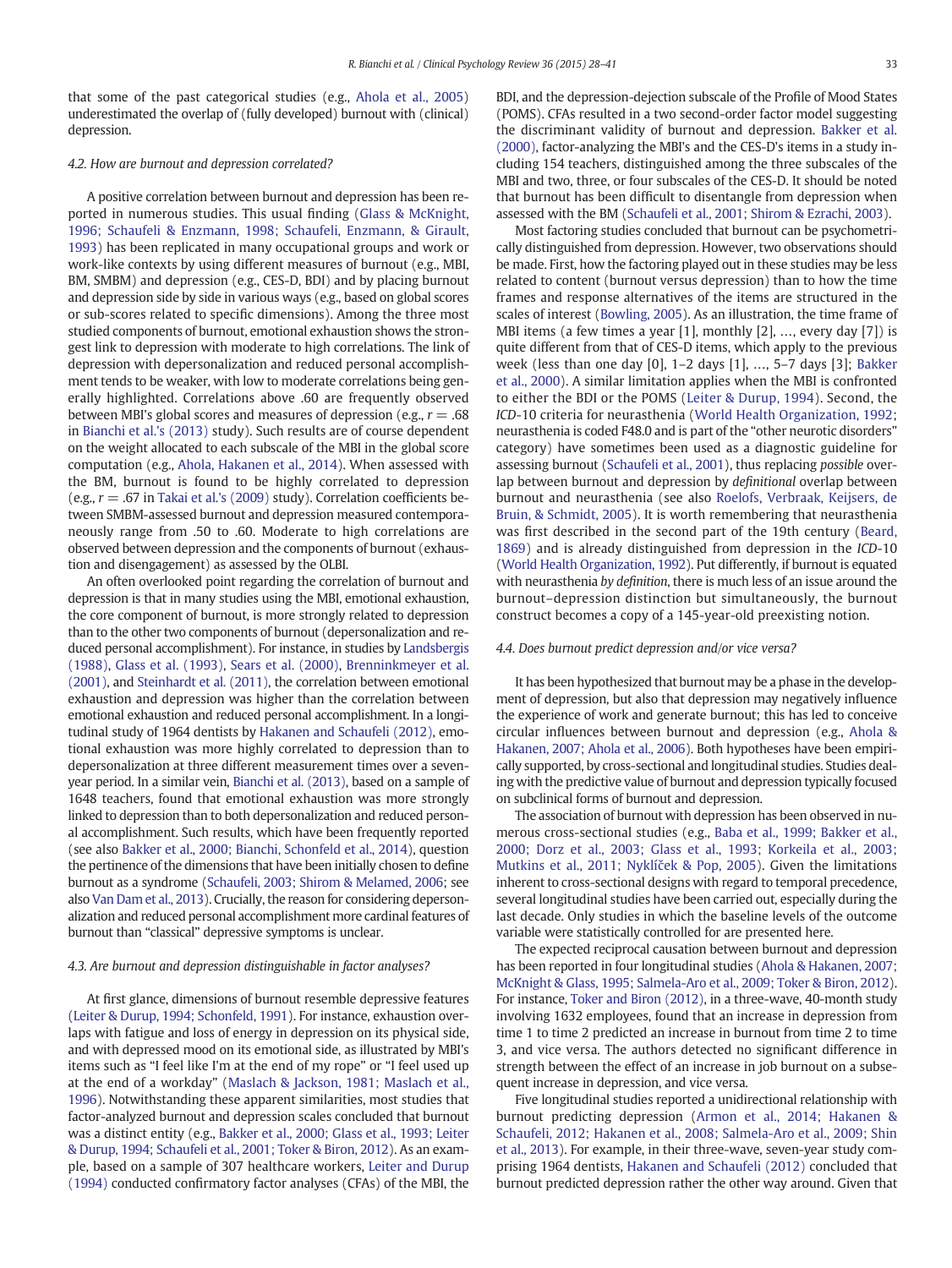that some of the past categorical studies (e.g., Ahola et al., 2005) underestimated the overlap of (fully developed) burnout with (clinical) depression.

### 4.2. How are burnout and depression correlated?

A positive correlation between burnout and depression has been reported in numerous studies. This usual finding (Glass & McKnight, 1996; Schaufeli & Enzmann, 1998; Schaufeli, Enzmann, & Girault, 1993) has been replicated in many occupational groups and work or work-like contexts by using different measures of burnout (e.g., MBI, BM, SMBM) and depression (e.g., CES-D, BDI) and by placing burnout and depression side by side in various ways (e.g., based on global scores or sub-scores related to specific dimensions). Among the three most studied components of burnout, emotional exhaustion shows the strongest link to depression with moderate to high correlations. The link of depression with depersonalization and reduced personal accomplishment tends to be weaker, with low to moderate correlations being generally highlighted. Correlations above .60 are frequently observed between MBI's global scores and measures of depression (e.g., $r = .68$ in Bianchi et al.'s (2013) study). Such results are of course dependent on the weight allocated to each subscale of the MBI in the global score computation (e.g., Ahola, Hakanen et al., 2014). When assessed with the BM, burnout is found to be highly correlated to depression (e.g., $r = .67$ in Takai et al.'s (2009) study). Correlation coefficients between SMBM-assessed burnout and depression measured contemporaneously range from .50 to .60. Moderate to high correlations are observed between depression and the components of burnout (exhaustion and disengagement) as assessed by the OLBI.

An often overlooked point regarding the correlation of burnout and depression is that in many studies using the MBI, emotional exhaustion, the core component of burnout, is more strongly related to depression than to the other two components of burnout (depersonalization and reduced personal accomplishment). For instance, in studies by Landsbergis (1988), Glass et al. (1993), Sears et al. (2000), Brenninkmeyer et al. (2001), and Steinhardt et al. (2011), the correlation between emotional exhaustion and depression was higher than the correlation between emotional exhaustion and reduced personal accomplishment. In a longitudinal study of 1964 dentists by Hakanen and Schaufeli (2012), emotional exhaustion was more highly correlated to depression than to depersonalization at three different measurement times over a seven-year period. In a similar vein, Bianchi et al. (2013), based on a sample of 1648 teachers, found that emotional exhaustion was more strongly linked to depression than to both depersonalization and reduced personal accomplishment. Such results, which have been frequently reported (see also Bakker et al., 2000; Bianchi, Schonfeld et al., 2014), question the pertinence of the dimensions that have been initially chosen to define burnout as a syndrome (Schaufeli, 2003; Shirom & Melamed, 2006; see also Van Dam et al., 2013). Crucially, the reason for considering depersonalization and reduced personal accomplishment more cardinal features of burnout than "classical" depressive symptoms is unclear.

### 4.3. Are burnout and depression distinguishable in factor analyses?

At first glance, dimensions of burnout resemble depressive features (Leiter & Durup, 1994; Schonfeld, 1991). For instance, exhaustion overlaps with fatigue and loss of energy in depression on its physical side, and with depressed mood on its emotional side, as illustrated by MBI's items such as "I feel like I'm at the end of my rope" or "I feel used up at the end of a workday" (Maslach & Jackson, 1981; Maslach et al., 1996). Notwithstanding these apparent similarities, most studies that factor-analyzed burnout and depression scales concluded that burnout was a distinct entity (e.g., Bakker et al., 2000; Glass et al., 1993; Leiter & Durup, 1994; Schaufeli et al., 2001; Toker & Biron, 2012). As an example, based on a sample of 307 healthcare workers, Leiter and Durup (1994) conducted confirmatory factor analyses (CFAs) of the MBI, the BDI, and the depression-dejection subscale of the Profile of Mood States (POMS). CFAs resulted in a two second-order factor model suggesting the discriminant validity of burnout and depression. Bakker et al. (2000), factor-analyzing the MBI's and the CES-D's items in a study including 154 teachers, distinguished among the three subscales of the MBI and two, three, or four subscales of the CES-D. It should be noted that burnout has been difficult to disentangle from depression when assessed with the BM (Schaufeli et al., 2001; Shirom & Ezrachi, 2003).

Most factoring studies concluded that burnout can be psychometrically distinguished from depression. However, two observations should be made. First, how the factoring played out in these studies may be less related to content (burnout versus depression) than to how the time frames and response alternatives of the items are structured in the scales of interest (Bowling, 2005). As an illustration, the time frame of MBI items (a few times a year [1], monthly [2], ..., every day [7]) is quite different from that of CES-D items, which apply to the previous week (less than one day [0], 1–2 days [1], ..., 5–7 days [3]; Bakker et al., 2000). A similar limitation applies when the MBI is confronted to either the BDI or the POMS (Leiter & Durup, 1994). Second, the *ICD*-10 criteria for neurasthenia (World Health Organization, 1992; neurasthenia is coded F48.0 and is part of the "other neurotic disorders" category) have sometimes been used as a diagnostic guideline for assessing burnout (Schaufeli et al., 2001), thus replacing *possible* overlap between burnout and depression by *definitional* overlap between burnout and neurasthenia (see also Roelofs, Verbraak, Keijsers, de Bruin, & Schmidt, 2005). It is worth remembering that neurasthenia was first described in the second part of the 19th century (Beard, 1869) and is already distinguished from depression in the *ICD*-10 (World Health Organization, 1992). Put differently, if burnout is equated with neurasthenia *by definition*, there is much less of an issue around the burnout–depression distinction but simultaneously, the burnout construct becomes a copy of a 145-year-old preexisting notion.

### 4.4. Does burnout predict depression and/or vice versa?

It has been hypothesized that burnout may be a phase in the development of depression, but also that depression may negatively influence the experience of work and generate burnout; this has led to conceive circular influences between burnout and depression (e.g., Ahola & Hakanen, 2007; Ahola et al., 2006). Both hypotheses have been empirically supported, by cross-sectional and longitudinal studies. Studies dealing with the predictive value of burnout and depression typically focused on subclinical forms of burnout and depression.

The association of burnout with depression has been observed in numerous cross-sectional studies (e.g., Baba et al., 1999; Bakker et al., 2000; Dorz et al., 2003; Glass et al., 1993; Korkeila et al., 2003; Mutkins et al., 2011; Nyklíček & Pop, 2005). Given the limitations inherent to cross-sectional designs with regard to temporal precedence, several longitudinal studies have been carried out, especially during the last decade. Only studies in which the baseline levels of the outcome variable were statistically controlled for are presented here.

The expected reciprocal causation between burnout and depression has been reported in four longitudinal studies (Ahola & Hakanen, 2007; McKnight & Glass, 1995; Salmela-Aro et al., 2009; Toker & Biron, 2012). For instance, Toker and Biron (2012), in a three-wave, 40-month study involving 1632 employees, found that an increase in depression from time 1 to time 2 predicted an increase in burnout from time 2 to time 3, and vice versa. The authors detected no significant difference in strength between the effect of an increase in job burnout on a subsequent increase in depression, and vice versa.

Five longitudinal studies reported a unidirectional relationship with burnout predicting depression (Armon et al., 2014; Hakanen & Schaufeli, 2012; Hakanen et al., 2008; Salmela-Aro et al., 2009; Shin et al., 2013). For example, in their three-wave, seven-year study comprising 1964 dentists, Hakanen and Schaufeli (2012) concluded that burnout predicted depression rather the other way around. Given that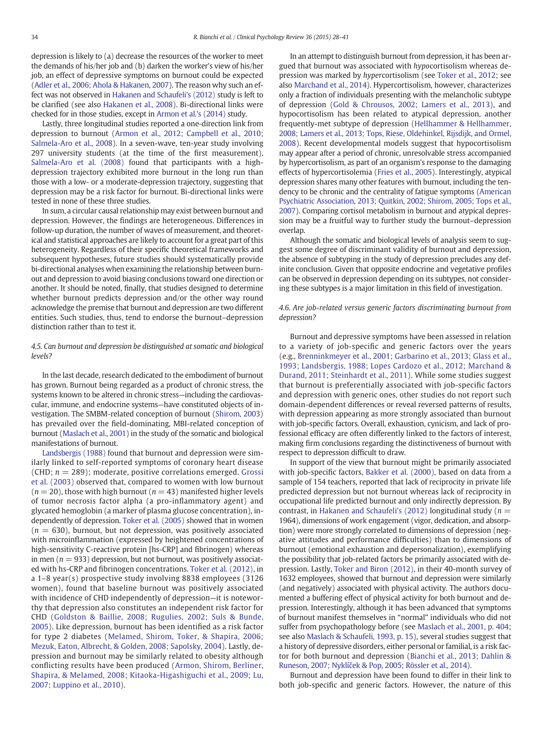depression is likely to (a) decrease the resources of the worker to meet the demands of his/her job and (b) darken the worker's view of his/her job, an effect of depressive symptoms on burnout could be expected (Adler et al., 2006; Ahola & Hakanen, 2007). The reason why such an effect was not observed in Hakanen and Schaufeli's (2012) study is left to be clarified (see also Hakanen et al., 2008). Bi-directional links were checked for in those studies, except in Armon et al.'s (2014) study.

Lastly, three longitudinal studies reported a one-direction link from depression to burnout (Armon et al., 2012; Campbell et al., 2010; Salmela-Aro et al., 2008). In a seven-wave, ten-year study involving 297 university students (at the time of the first measurement), Salmela-Aro et al. (2008) found that participants with a high-depression trajectory exhibited more burnout in the long run than those with a low- or a moderate-depression trajectory, suggesting that depression may be a risk factor for burnout. Bi-directional links were tested in none of these three studies.

In sum, a circular causal relationship may exist between burnout and depression. However, the findings are heterogeneous. Differences in follow-up duration, the number of waves of measurement, and theoretical and statistical approaches are likely to account for a great part of this heterogeneity. Regardless of their specific theoretical frameworks and subsequent hypotheses, future studies should systematically provide bi-directional analyses when examining the relationship between burnout and depression to avoid biasing conclusions toward one direction or another. It should be noted, finally, that studies designed to determine whether burnout predicts depression and/or the other way round acknowledge the premise that burnout and depression are two different entities. Such studies, thus, tend to endorse the burnout–depression distinction rather than to test it.

### 4.5. Can burnout and depression be distinguished at somatic and biological levels?

In the last decade, research dedicated to the embodiment of burnout has grown. Burnout being regarded as a product of chronic stress, the systems known to be altered in chronic stress—including the cardiovascular, immune, and endocrine systems—have constituted objects of investigation. The SMBM-related conception of burnout (Shirom, 2003) has prevailed over the field-dominating, MBI-related conception of burnout (Maslach et al., 2001) in the study of the somatic and biological manifestations of burnout.

Landsbergis (1988) found that burnout and depression were similarly linked to self-reported symptoms of coronary heart disease (CHD; $n = 289$); moderate, positive correlations emerged. Grossi et al. (2003) observed that, compared to women with low burnout ($n = 20$), those with high burnout ($n = 43$) manifested higher levels of tumor necrosis factor alpha (a pro-inflammatory agent) and glycated hemoglobin (a marker of plasma glucose concentration), independently of depression. Toker et al. (2005) showed that in women ($n = 630$), burnout, but not depression, was positively associated with microinflammation (expressed by heightened concentrations of high-sensitivity C-reactive protein [hs-CRP] and fibrinogen) whereas in men ($n = 933$) depression, but not burnout, was positively associated with hs-CRP and fibrinogen concentrations. Toker et al. (2012), in a 1–8 year(s) prospective study involving 8838 employees (3126 women), found that baseline burnout was positively associated with incidence of CHD independently of depression—it is noteworthy that depression also constitutes an independent risk factor for CHD (Goldston & Baillie, 2008; Rugulies, 2002; Suls & Bunde, 2005). Like depression, burnout has been identified as a risk factor for type 2 diabetes (Melamed, Shirom, Toker, & Shapira, 2006; Mezuk, Eaton, Albrecht, & Golden, 2008; Sapolsky, 2004). Lastly, depression and burnout may be similarly related to obesity although conflicting results have been produced (Armon, Shirom, Berliner, Shapira, & Melamed, 2008; Kitaoka-Higashiguchi et al., 2009; Lu, 2007; Luppino et al., 2010).

In an attempt to distinguish burnout from depression, it has been argued that burnout was associated with *hypo*cortisolism whereas depression was marked by *hyper*cortisolism (see Toker et al., 2012; see also Marchand et al., 2014). Hypercortisolism, however, characterizes only a fraction of individuals presenting with the melancholic subtype of depression (Gold & Chrousos, 2002; Lamers et al., 2013), and hypocortisolism has been related to atypical depression, another frequently-met subtype of depression (Hellhammer & Hellhammer, 2008; Lamers et al., 2013; Tops, Riese, Oldehinkel, Rijsdijk, and Ormel, 2008). Recent developmental models suggest that hypocortisolism may appear after a period of chronic, unresolvable stress accompanied by hypercortisolism, as part of an organism's response to the damaging effects of hypercortisolemia (Fries et al., 2005). Interestingly, atypical depression shares many other features with burnout, including the tendency to be chronic and the centrality of fatigue symptoms (American Psychiatric Association, 2013; Quitkin, 2002; Shirom, 2005; Tops et al., 2007). Comparing cortisol metabolism in burnout and atypical depression may be a fruitful way to further study the burnout–depression overlap.

Although the somatic and biological levels of analysis seem to suggest some degree of discriminant validity of burnout and depression, the absence of subtyping in the study of depression precludes any definite conclusion. Given that opposite endocrine and vegetative profiles can be observed in depression depending on its subtypes, not considering these subtypes is a major limitation in this field of investigation.

### 4.6. Are job-related versus generic factors discriminating burnout from depression?

Burnout and depressive symptoms have been assessed in relation to a variety of job-specific and generic factors over the years (e.g., Brenninkmeyer et al., 2001; Garbarino et al., 2013; Glass et al., 1993; Landsbergis, 1988; Lopes Cardozo et al., 2012; Marchand & Durand, 2011; Steinhardt et al., 2011). While some studies suggest that burnout is preferentially associated with job-specific factors and depression with generic ones, other studies do not report such domain-dependent differences or reveal reversed patterns of results, with depression appearing as more strongly associated than burnout with job-specific factors. Overall, exhaustion, cynicism, and lack of professional efficacy are often differently linked to the factors of interest, making firm conclusions regarding the distinctiveness of burnout with respect to depression difficult to draw.

In support of the view that burnout might be primarily associated with job-specific factors, Bakker et al. (2000), based on data from a sample of 154 teachers, reported that lack of reciprocity in private life predicted depression but not burnout whereas lack of reciprocity in occupational life predicted burnout and only indirectly depression. By contrast, in Hakanen and Schaufeli's (2012) longitudinal study ($n = 1964$), dimensions of work engagement (vigor, dedication, and absorption) were more strongly correlated to dimensions of depression (negative attitudes and performance difficulties) than to dimensions of burnout (emotional exhaustion and depersonalization), exemplifying the possibility that job-related factors be primarily associated with depression. Lastly, Toker and Biron (2012), in their 40-month survey of 1632 employees, showed that burnout and depression were similarly (and negatively) associated with physical activity. The authors documented a buffering effect of physical activity for both burnout and depression. Interestingly, although it has been advanced that symptoms of burnout manifest themselves in "normal" individuals who did not suffer from psychopathology before (see Maslach et al., 2001, p. 404; see also Maslach & Schaufeli, 1993, p. 15), several studies suggest that a history of depressive disorders, either personal or familial, is a risk factor for both burnout and depression (Bianchi et al., 2013; Dahlin & Runeson, 2007; Nyklíček & Pop, 2005; Rössler et al., 2014).

Burnout and depression have been found to differ in their link to both job-specific and generic factors. However, the nature of this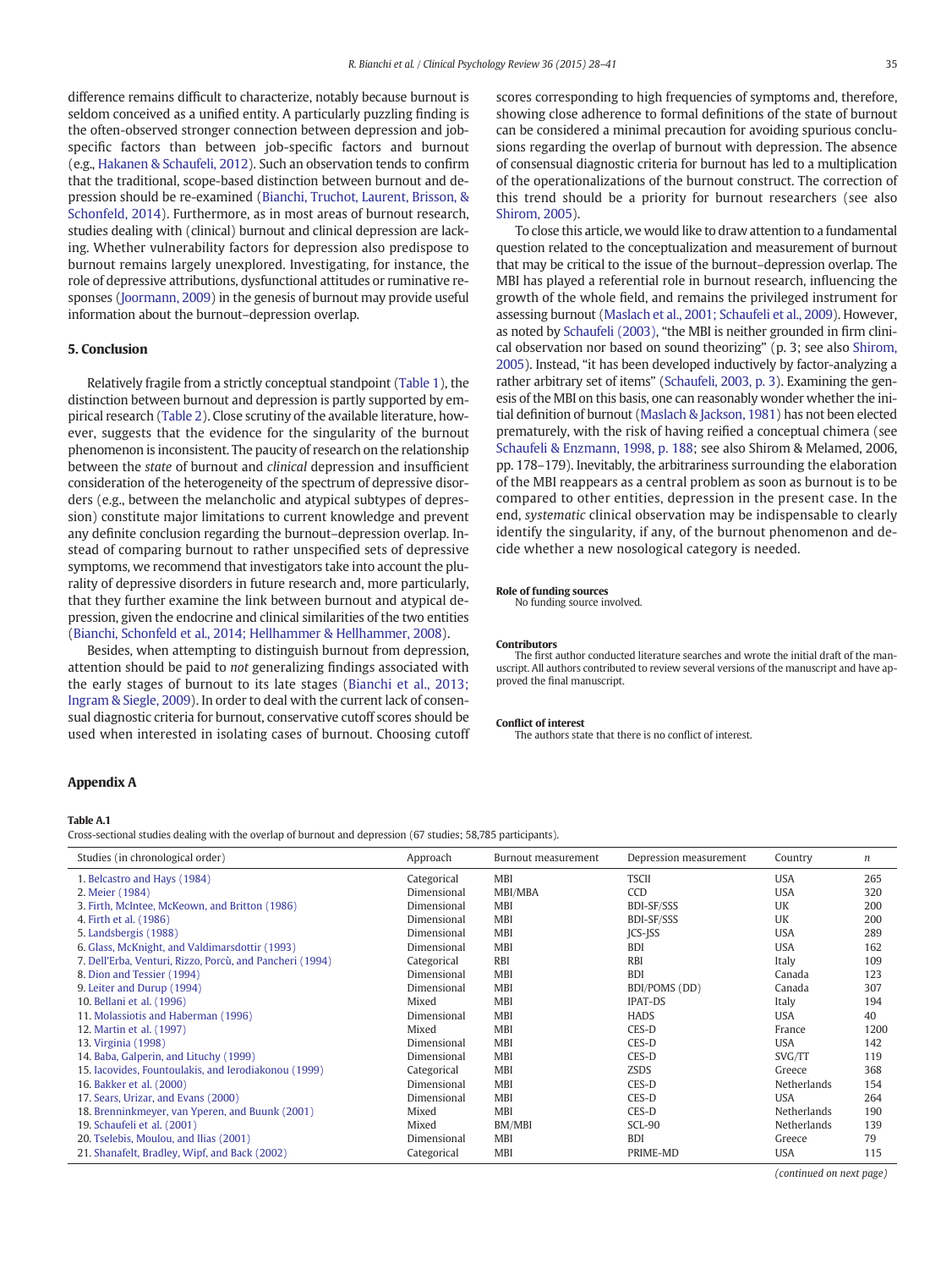difference remains difficult to characterize, notably because burnout is seldom conceived as a unified entity. A particularly puzzling finding is the often-observed stronger connection between depression and job-specific factors than between job-specific factors and burnout (e.g., Hakanen & Schaufeli, 2012). Such an observation tends to confirm that the traditional, scope-based distinction between burnout and depression should be re-examined (Bianchi, Truchot, Laurent, Brisson, & Schonfeld, 2014). Furthermore, as in most areas of burnout research, studies dealing with (clinical) burnout and clinical depression are lacking. Whether vulnerability factors for depression also predispose to burnout remains largely unexplored. Investigating, for instance, the role of depressive attributions, dysfunctional attitudes or ruminative responses (Joormann, 2009) in the genesis of burnout may provide useful information about the burnout–depression overlap.

## 5. Conclusion

Relatively fragile from a strictly conceptual standpoint (Table 1), the distinction between burnout and depression is partly supported by empirical research (Table 2). Close scrutiny of the available literature, however, suggests that the evidence for the singularity of the burnout phenomenon is inconsistent. The paucity of research on the relationship between the *state* of burnout and *clinical* depression and insufficient consideration of the heterogeneity of the spectrum of depressive disorders (e.g., between the melancholic and atypical subtypes of depression) constitute major limitations to current knowledge and prevent any definite conclusion regarding the burnout–depression overlap. Instead of comparing burnout to rather unspecified sets of depressive symptoms, we recommend that investigators take into account the plurality of depressive disorders in future research and, more particularly, that they further examine the link between burnout and atypical depression, given the endocrine and clinical similarities of the two entities (Bianchi, Schonfeld et al., 2014; Hellhammer & Hellhammer, 2008).

Besides, when attempting to distinguish burnout from depression, attention should be paid to *not* generalizing findings associated with the early stages of burnout to its late stages (Bianchi et al., 2013; Ingram & Siegle, 2009). In order to deal with the current lack of consensual diagnostic criteria for burnout, conservative cutoff scores should be used when interested in isolating cases of burnout. Choosing cutoff scores corresponding to high frequencies of symptoms and, therefore, showing close adherence to formal definitions of the state of burnout can be considered a minimal precaution for avoiding spurious conclusions regarding the overlap of burnout with depression. The absence of consensual diagnostic criteria for burnout has led to a multiplication of the operationalizations of the burnout construct. The correction of this trend should be a priority for burnout researchers (see also Shirom, 2005).

To close this article, we would like to draw attention to a fundamental question related to the conceptualization and measurement of burnout that may be critical to the issue of the burnout–depression overlap. The MBI has played a referential role in burnout research, influencing the growth of the whole field, and remains the privileged instrument for assessing burnout (Maslach et al., 2001; Schaufeli et al., 2009). However, as noted by Schaufeli (2003), "the MBI is neither grounded in firm clinical observation nor based on sound theorizing" (p. 3; see also Shirom, 2005). Instead, "it has been developed inductively by factor-analyzing a rather arbitrary set of items" (Schaufeli, 2003, p. 3). Examining the genesis of the MBI on this basis, one can reasonably wonder whether the initial definition of burnout (Maslach & Jackson, 1981) has not been elected prematurely, with the risk of having reified a conceptual chimera (see Schaufeli & Enzmann, 1998, p. 188; see also Shirom & Melamed, 2006, pp. 178–179). Inevitably, the arbitrariness surrounding the elaboration of the MBI reappears as a central problem as soon as burnout is to be compared to other entities, depression in the present case. In the end, *systematic* clinical observation may be indispensable to clearly identify the singularity, if any, of the burnout phenomenon and decide whether a new nosological category is needed.

**Role of funding sources**

No funding source involved.

**Contributors**

The first author conducted literature searches and wrote the initial draft of the manuscript. All authors contributed to review several versions of the manuscript and have approved the final manuscript.

**Conflict of interest**

The authors state that there is no conflict of interest.

## Appendix A

**Table A.1**

Cross-sectional studies dealing with the overlap of burnout and depression (67 studies; 58,785 participants).

| Studies (in chronological order) | Approach | Burnout measurement | Depression measurement | Country | *n* |
|---|---|---|---|---|---|
| 1. Belcastro and Hays (1984) | Categorical | MBI | TSCII | USA | 265 |
| 2. Meier (1984) | Dimensional | MBI/MBA | CCD | USA | 320 |
| 3. Firth, McIntee, McKeown, and Britton (1986) | Dimensional | MBI | BDI-SF/SSS | UK | 200 |
| 4. Firth et al. (1986) | Dimensional | MBI | BDI-SF/SSS | UK | 200 |
| 5. Landsbergis (1988) | Dimensional | MBI | JCS-JSS | USA | 289 |
| 6. Glass, McKnight, and Valdimarsdottir (1993) | Dimensional | MBI | BDI | USA | 162 |
| 7. Dell'Erba, Venturi, Rizzo, Porcù, and Pancheri (1994) | Categorical | RBI | RBI | Italy | 109 |
| 8. Dion and Tessier (1994) | Dimensional | MBI | BDI | Canada | 123 |
| 9. Leiter and Durup (1994) | Dimensional | MBI | BDI/POMS (DD) | Canada | 307 |
| 10. Bellani et al. (1996) | Mixed | MBI | IPAT-DS | Italy | 194 |
| 11. Molassiotis and Haberman (1996) | Dimensional | MBI | HADS | USA | 40 |
| 12. Martin et al. (1997) | Mixed | MBI | CES-D | France | 1200 |
| 13. Virginia (1998) | Dimensional | MBI | CES-D | USA | 142 |
| 14. Baba, Galperin, and Lituchy (1999) | Dimensional | MBI | CES-D | SVG/TT | 119 |
| 15. Iacovides, Fountoulakis, and Ierodiakonou (1999) | Categorical | MBI | ZSDS | Greece | 368 |
| 16. Bakker et al. (2000) | Dimensional | MBI | CES-D | Netherlands | 154 |
| 17. Sears, Urizar, and Evans (2000) | Dimensional | MBI | CES-D | USA | 264 |
| 18. Brenninkmeyer, van Yperen, and Buunk (2001) | Mixed | MBI | CES-D | Netherlands | 190 |
| 19. Schaufeli et al. (2001) | Mixed | BM/MBI | SCL-90 | Netherlands | 139 |
| 20. Tselebis, Moulou, and Ilias (2001) | Dimensional | MBI | BDI | Greece | 79 |
| 21. Shanafelt, Bradley, Wipf, and Back (2002) | Categorical | MBI | PRIME-MD | USA | 115 |

(continued on next page)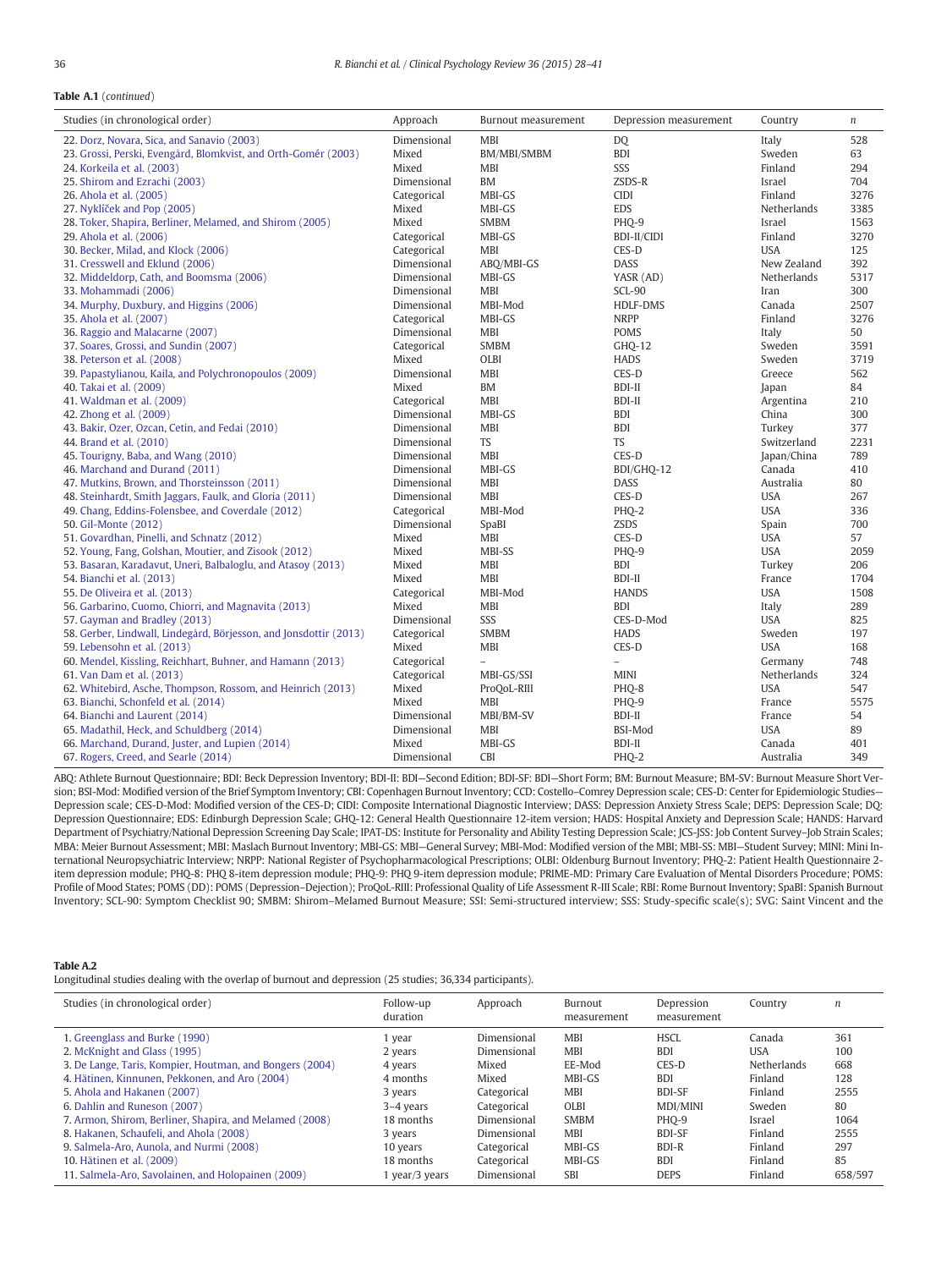**Table A.1** (*continued*)

| Studies (in chronological order) | Approach | Burnout measurement | Depression measurement | Country | *n* |
|---|---|---|---|---|---|
| 22. Dorz, Novara, Sica, and Sanavio (2003) | Dimensional | MBI | DQ | Italy | 528 |
| 23. Grossi, Perski, Evengård, Blomkvist, and Orth-Gomér (2003) | Mixed | BM/MBI/SMBM | BDI | Sweden | 63 |
| 24. Korkeila et al. (2003) | Mixed | MBI | SSS | Finland | 294 |
| 25. Shirom and Ezrachi (2003) | Dimensional | BM | ZSDS-R | Israel | 704 |
| 26. Ahola et al. (2005) | Categorical | MBI-GS | CIDI | Finland | 3276 |
| 27. Nyklíček and Pop (2005) | Mixed | MBI-GS | EDS | Netherlands | 3385 |
| 28. Toker, Shapira, Berliner, Melamed, and Shirom (2005) | Mixed | SMBM | PHQ-9 | Israel | 1563 |
| 29. Ahola et al. (2006) | Categorical | MBI-GS | BDI-II/CIDI | Finland | 3270 |
| 30. Becker, Milad, and Klock (2006) | Categorical | MBI | CES-D | USA | 125 |
| 31. Cresswell and Eklund (2006) | Dimensional | ABQ/MBI-GS | DASS | New Zealand | 392 |
| 32. Middeldorp, Cath, and Boomsma (2006) | Dimensional | MBI-GS | YASR (AD) | Netherlands | 5317 |
| 33. Mohammadi (2006) | Dimensional | MBI | SCL-90 | Iran | 300 |
| 34. Murphy, Duxbury, and Higgins (2006) | Dimensional | MBI-Mod | HDLF-DMS | Canada | 2507 |
| 35. Ahola et al. (2007) | Categorical | MBI-GS | NRPP | Finland | 3276 |
| 36. Raggio and Malacarne (2007) | Dimensional | MBI | POMS | Italy | 50 |
| 37. Soares, Grossi, and Sundin (2007) | Categorical | SMBM | GHQ-12 | Sweden | 3591 |
| 38. Peterson et al. (2008) | Mixed | OLBI | HADS | Sweden | 3719 |
| 39. Papastylianou, Kaila, and Polychronopoulos (2009) | Dimensional | MBI | CES-D | Greece | 562 |
| 40. Takai et al. (2009) | Mixed | BM | BDI-II | Japan | 84 |
| 41. Waldman et al. (2009) | Categorical | MBI | BDI-II | Argentina | 210 |
| 42. Zhong et al. (2009) | Dimensional | MBI-GS | BDI | China | 300 |
| 43. Bakir, Ozer, Ozcan, Cetin, and Fedai (2010) | Dimensional | MBI | BDI | Turkey | 377 |
| 44. Brand et al. (2010) | Dimensional | TS | TS | Switzerland | 2231 |
| 45. Tourigny, Baba, and Wang (2010) | Dimensional | MBI | CES-D | Japan/China | 789 |
| 46. Marchand and Durand (2011) | Dimensional | MBI-GS | BDI/GHQ-12 | Canada | 410 |
| 47. Mutkins, Brown, and Thorsteinsson (2011) | Dimensional | MBI | DASS | Australia | 80 |
| 48. Steinhardt, Smith Jaggars, Faulk, and Gloria (2011) | Dimensional | MBI | CES-D | USA | 267 |
| 49. Chang, Eddins-Folensbee, and Coverdale (2012) | Categorical | MBI-Mod | PHQ-2 | USA | 336 |
| 50. Gil-Monte (2012) | Dimensional | SpaBI | ZSDS | Spain | 700 |
| 51. Govardhan, Pinelli, and Schnatz (2012) | Mixed | MBI | CES-D | USA | 57 |
| 52. Young, Fang, Golshan, Moutier, and Zisook (2012) | Mixed | MBI-SS | PHQ-9 | USA | 2059 |
| 53. Basaran, Karadavut, Uneri, Balbaloglu, and Atasoy (2013) | Mixed | MBI | BDI | Turkey | 206 |
| 54. Bianchi et al. (2013) | Mixed | MBI | BDI-II | France | 1704 |
| 55. De Oliveira et al. (2013) | Categorical | MBI-Mod | HANDS | USA | 1508 |
| 56. Garbarino, Cuomo, Chiorri, and Magnavita (2013) | Mixed | MBI | BDI | Italy | 289 |
| 57. Gayman and Bradley (2013) | Dimensional | SSS | CES-D-Mod | USA | 825 |
| 58. Gerber, Lindwall, Lindegård, Börjesson, and Jonsdottir (2013) | Categorical | SMBM | HADS | Sweden | 197 |
| 59. Lebensohn et al. (2013) | Mixed | MBI | CES-D | USA | 168 |
| 60. Mendel, Kissling, Reichhart, Buhner, and Hamann (2013) | Categorical | – | – | Germany | 748 |
| 61. Van Dam et al. (2013) | Categorical | MBI-GS/SSI | MINI | Netherlands | 324 |
| 62. Whitebird, Asche, Thompson, Rossom, and Heinrich (2013) | Mixed | ProQoL-RIII | PHQ-8 | USA | 547 |
| 63. Bianchi, Schonfeld et al. (2014) | Mixed | MBI | PHQ-9 | France | 5575 |
| 64. Bianchi and Laurent (2014) | Dimensional | MBI/BM-SV | BDI-II | France | 54 |
| 65. Madathil, Heck, and Schuldberg (2014) | Dimensional | MBI | BSI-Mod | USA | 89 |
| 66. Marchand, Durand, Juster, and Lupien (2014) | Mixed | MBI-GS | BDI-II | Canada | 401 |
| 67. Rogers, Creed, and Searle (2014) | Dimensional | CBI | PHQ-2 | Australia | 349 |

ABQ: Athlete Burnout Questionnaire; BDI: Beck Depression Inventory; BDI-II: BDI—Second Edition; BDI-SF: BDI—Short Form; BM: Burnout Measure; BM-SV: Burnout Measure Short Version; BSI-Mod: Modified version of the Brief Symptom Inventory; CBI: Copenhagen Burnout Inventory; CCD: Costello–Comrey Depression scale; CES-D: Center for Epidemiologic Studies—Depression scale; CES-D-Mod: Modified version of the CES-D; CIDI: Composite International Diagnostic Interview; DASS: Depression Anxiety Stress Scale; DEPS: Depression Scale; DQ: Depression Questionnaire; EDS: Edinburgh Depression Scale; GHQ-12: General Health Questionnaire 12-item version; HADS: Hospital Anxiety and Depression Scale; HANDS: Harvard Department of Psychiatry/National Depression Screening Day Scale; IPAT-DS: Institute for Personality and Ability Testing Depression Scale; JCS-JSS: Job Content Survey–Job Strain Scales; MBA: Meier Burnout Assessment; MBI: Maslach Burnout Inventory; MBI-GS: MBI—General Survey; MBI-Mod: Modified version of the MBI; MBI-SS: MBI—Student Survey; MINI: Mini International Neuropsychiatric Interview; NRPP: National Register of Psychopharmacological Prescriptions; OLBI: Oldenburg Burnout Inventory; PHQ-2: Patient Health Questionnaire 2-item depression module; PHQ-8: PHQ 8-item depression module; PHQ-9: PHQ 9-item depression module; PRIME-MD: Primary Care Evaluation of Mental Disorders Procedure; POMS: Profile of Mood States; POMS (DD): POMS (Depression–Dejection); ProQoL-RIII: Professional Quality of Life Assessment R-III Scale; RBI: Rome Burnout Inventory; SpaBI: Spanish Burnout Inventory; SCL-90: Symptom Checklist 90; SMBM: Shirom–Melamed Burnout Measure; SSI: Semi-structured interview; SSS: Study-specific scale(s); SVG: Saint Vincent and the

**Table A.2**
Longitudinal studies dealing with the overlap of burnout and depression (25 studies; 36,334 participants).

| Studies (in chronological order) | Follow-up duration | Approach | Burnout measurement | Depression measurement | Country | *n* |
|---|---|---|---|---|---|---|
| 1. Greenglass and Burke (1990) | 1 year | Dimensional | MBI | HSCL | Canada | 361 |
| 2. McKnight and Glass (1995) | 2 years | Dimensional | MBI | BDI | USA | 100 |
| 3. De Lange, Taris, Kompier, Houtman, and Bongers (2004) | 4 years | Mixed | EE-Mod | CES-D | Netherlands | 668 |
| 4. Hätinen, Kinnunen, Pekkonen, and Aro (2004) | 4 months | Mixed | MBI-GS | BDI | Finland | 128 |
| 5. Ahola and Hakanen (2007) | 3 years | Categorical | MBI | BDI-SF | Finland | 2555 |
| 6. Dahlin and Runeson (2007) | 3–4 years | Categorical | OLBI | MDI/MINI | Sweden | 80 |
| 7. Armon, Shirom, Berliner, Shapira, and Melamed (2008) | 18 months | Dimensional | SMBM | PHQ-9 | Israel | 1064 |
| 8. Hakanen, Schaufeli, and Ahola (2008) | 3 years | Dimensional | MBI | BDI-SF | Finland | 2555 |
| 9. Salmela-Aro, Aunola, and Nurmi (2008) | 10 years | Categorical | MBI-GS | BDI-R | Finland | 297 |
| 10. Hätinen et al. (2009) | 18 months | Categorical | MBI-GS | BDI | Finland | 85 |
| 11. Salmela-Aro, Savolainen, and Holopainen (2009) | 1 year/3 years | Dimensional | SBI | DEPS | Finland | 658/597 |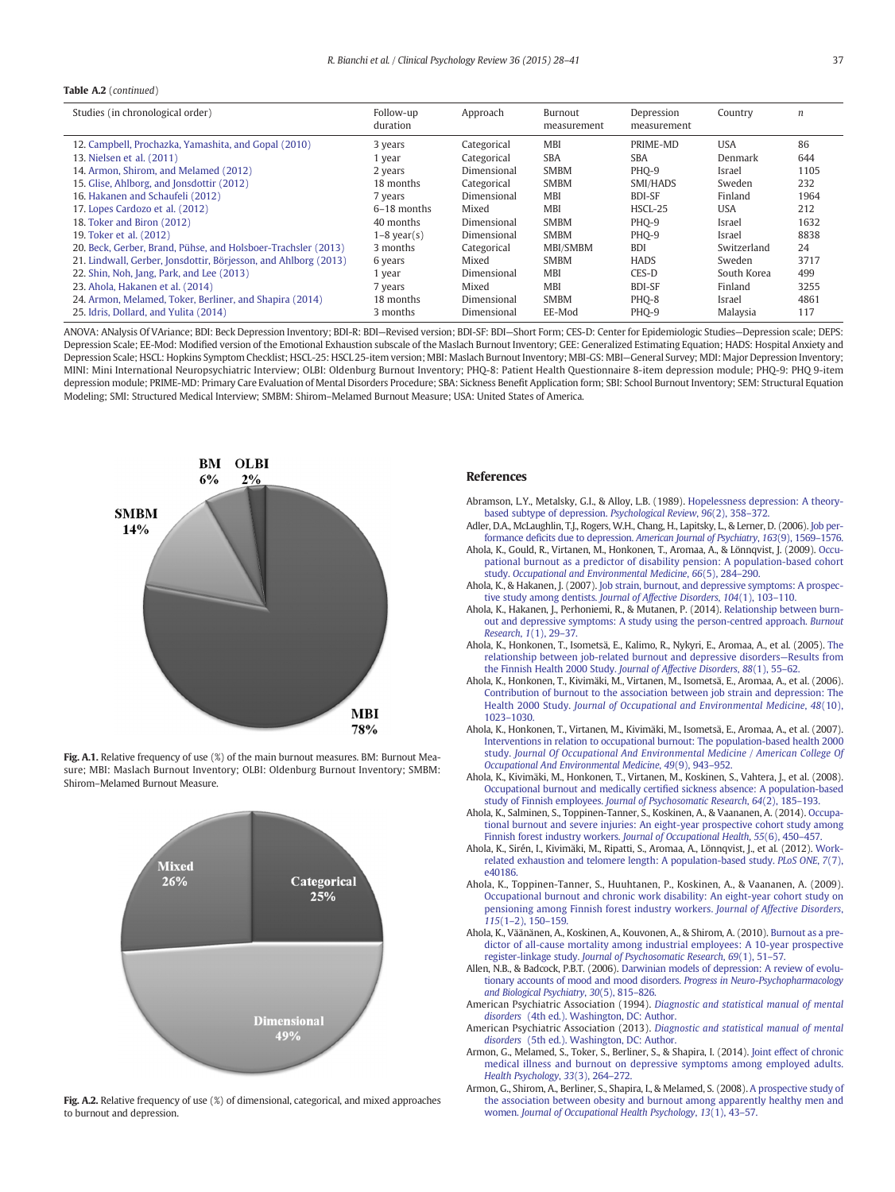**Table A.2** (*continued*)

| Studies (in chronological order) | Follow-up duration | Approach | Burnout measurement | Depression measurement | Country | *n* |
|---|---|---|---|---|---|---|
| 12. Campbell, Prochazka, Yamashita, and Gopal (2010) | 3 years | Categorical | MBI | PRIME-MD | USA | 86 |
| 13. Nielsen et al. (2011) | 1 year | Categorical | SBA | SBA | Denmark | 644 |
| 14. Armon, Shirom, and Melamed (2012) | 2 years | Dimensional | SMBM | PHQ-9 | Israel | 1105 |
| 15. Glise, Ahlborg, and Jonsdottir (2012) | 18 months | Categorical | SMBM | SMI/HADS | Sweden | 232 |
| 16. Hakanen and Schaufeli (2012) | 7 years | Dimensional | MBI | BDI-SF | Finland | 1964 |
| 17. Lopes Cardozo et al. (2012) | 6–18 months | Mixed | MBI | HSCL-25 | USA | 212 |
| 18. Toker and Biron (2012) | 40 months | Dimensional | SMBM | PHQ-9 | Israel | 1632 |
| 19. Toker et al. (2012) | 1–8 year(s) | Dimensional | SMBM | PHQ-9 | Israel | 8838 |
| 20. Beck, Gerber, Brand, Pühse, and Holsboer-Trachsler (2013) | 3 months | Categorical | MBI/SMBM | BDI | Switzerland | 24 |
| 21. Lindwall, Gerber, Jonsdottir, Börjesson, and Ahlborg (2013) | 6 years | Mixed | SMBM | HADS | Sweden | 3717 |
| 22. Shin, Noh, Jang, Park, and Lee (2013) | 1 year | Dimensional | MBI | CES-D | South Korea | 499 |
| 23. Ahola, Hakanen et al. (2014) | 7 years | Mixed | MBI | BDI-SF | Finland | 3255 |
| 24. Armon, Melamed, Toker, Berliner, and Shapira (2014) | 18 months | Dimensional | SMBM | PHQ-8 | Israel | 4861 |
| 25. Idris, Dollard, and Yulita (2014) | 3 months | Dimensional | EE-Mod | PHQ-9 | Malaysia | 117 |

ANOVA: ANalysis Of VAriance; BDI: Beck Depression Inventory; BDI-R: BDI—Revised version; BDI-SF: BDI—Short Form; CES-D: Center for Epidemiologic Studies—Depression scale; DEPS: Depression Scale; EE-Mod: Modified version of the Emotional Exhaustion subscale of the Maslach Burnout Inventory; GEE: Generalized Estimating Equation; HADS: Hospital Anxiety and Depression Scale; HSCL: Hopkins Symptom Checklist; HSCL-25: HSCL 25-item version; MBI: Maslach Burnout Inventory; MBI-GS: MBI—General Survey; MDI: Major Depression Inventory; MINI: Mini International Neuropsychiatric Interview; OLBI: Oldenburg Burnout Inventory; PHQ-8: Patient Health Questionnaire 8-item depression module; PHQ-9: PHQ 9-item depression module; PRIME-MD: Primary Care Evaluation of Mental Disorders Procedure; SBA: Sickness Benefit Application form; SBI: School Burnout Inventory; SEM: Structural Equation Modeling; SMI: Structured Medical Interview; SMBM: Shirom–Melamed Burnout Measure; USA: United States of America.

**Fig. A.1.** Relative frequency of use (%) of the main burnout measures. BM: Burnout Measure; MBI: Maslach Burnout Inventory; OLBI: Oldenburg Burnout Inventory; SMBM: Shirom–Melamed Burnout Measure.

**Fig. A.2.** Relative frequency of use (%) of dimensional, categorical, and mixed approaches to burnout and depression.

## References

Abramson, L.Y., Metalsky, G.I., & Alloy, L.B. (1989). Hopelessness depression: A theory-based subtype of depression. *Psychological Review*, *96*(2), 358–372.

Adler, D.A., McLaughlin, T.J., Rogers, W.H., Chang, H., Lapitsky, L., & Lerner, D. (2006). Job performance deficits due to depression. *American Journal of Psychiatry*, *163*(9), 1569–1576.

Ahola, K., Gould, R., Virtanen, M., Honkonen, T., Aromaa, A., & Lönnqvist, J. (2009). Occupational burnout as a predictor of disability pension: A population-based cohort study. *Occupational and Environmental Medicine*, *66*(5), 284–290.

Ahola, K., & Hakanen, J. (2007). Job strain, burnout, and depressive symptoms: A prospective study among dentists. *Journal of Affective Disorders*, *104*(1), 103–110.

Ahola, K., Hakanen, J., Perhoniemi, R., & Mutanen, P. (2014). Relationship between burnout and depressive symptoms: A study using the person-centred approach. *Burnout Research*, *1*(1), 29–37.

Ahola, K., Honkonen, T., Isometsä, E., Kalimo, R., Nykyri, E., Aromaa, A., et al. (2005). The relationship between job-related burnout and depressive disorders—Results from the Finnish Health 2000 Study. *Journal of Affective Disorders*, *88*(1), 55–62.

Ahola, K., Honkonen, T., Kivimäki, M., Virtanen, M., Isometsä, E., Aromaa, A., et al. (2006). Contribution of burnout to the association between job strain and depression: The Health 2000 Study. *Journal of Occupational and Environmental Medicine*, *48*(10), 1023–1030.

Ahola, K., Honkonen, T., Virtanen, M., Kivimäki, M., Isometsä, E., Aromaa, A., et al. (2007). Interventions in relation to occupational burnout: The population-based health 2000 study. *Journal Of Occupational And Environmental Medicine / American College Of Occupational And Environmental Medicine*, *49*(9), 943–952.

Ahola, K., Kivimäki, M., Honkonen, T., Virtanen, M., Koskinen, S., Vahtera, J., et al. (2008). Occupational burnout and medically certified sickness absence: A population-based study of Finnish employees. *Journal of Psychosomatic Research*, *64*(2), 185–193.

Ahola, K., Salminen, S., Toppinen-Tanner, S., Koskinen, A., & Vaananen, A. (2014). Occupational burnout and severe injuries: An eight-year prospective cohort study among Finnish forest industry workers. *Journal of Occupational Health*, *55*(6), 450–457.

Ahola, K., Sirén, I., Kivimäki, M., Ripatti, S., Aromaa, A., Lönnqvist, J., et al. (2012). Work-related exhaustion and telomere length: A population-based study. *PLoS ONE*, *7*(7), e40186.

Ahola, K., Toppinen-Tanner, S., Huuhtanen, P., Koskinen, A., & Vaananen, A. (2009). Occupational burnout and chronic work disability: An eight-year cohort study on pensioning among Finnish forest industry workers. *Journal of Affective Disorders*, *115*(1–2), 150–159.

Ahola, K., Väänänen, A., Koskinen, A., Kouvonen, A., & Shirom, A. (2010). Burnout as a predictor of all-cause mortality among industrial employees: A 10-year prospective register-linkage study. *Journal of Psychosomatic Research*, *69*(1), 51–57.

Allen, N.B., & Badcock, P.B.T. (2006). Darwinian models of depression: A review of evolutionary accounts of mood and mood disorders. *Progress in Neuro-Psychopharmacology and Biological Psychiatry*, *30*(5), 815–826.

American Psychiatric Association (1994). *Diagnostic and statistical manual of mental disorders* (4th ed.). Washington, DC: Author.

American Psychiatric Association (2013). *Diagnostic and statistical manual of mental disorders* (5th ed.). Washington, DC: Author.

Armon, G., Melamed, S., Toker, S., Berliner, S., & Shapira, I. (2014). Joint effect of chronic medical illness and burnout on depressive symptoms among employed adults. *Health Psychology*, *33*(3), 264–272.

Armon, G., Shirom, A., Berliner, S., Shapira, I., & Melamed, S. (2008). A prospective study of the association between obesity and burnout among apparently healthy men and women. *Journal of Occupational Health Psychology*, *13*(1), 43–57.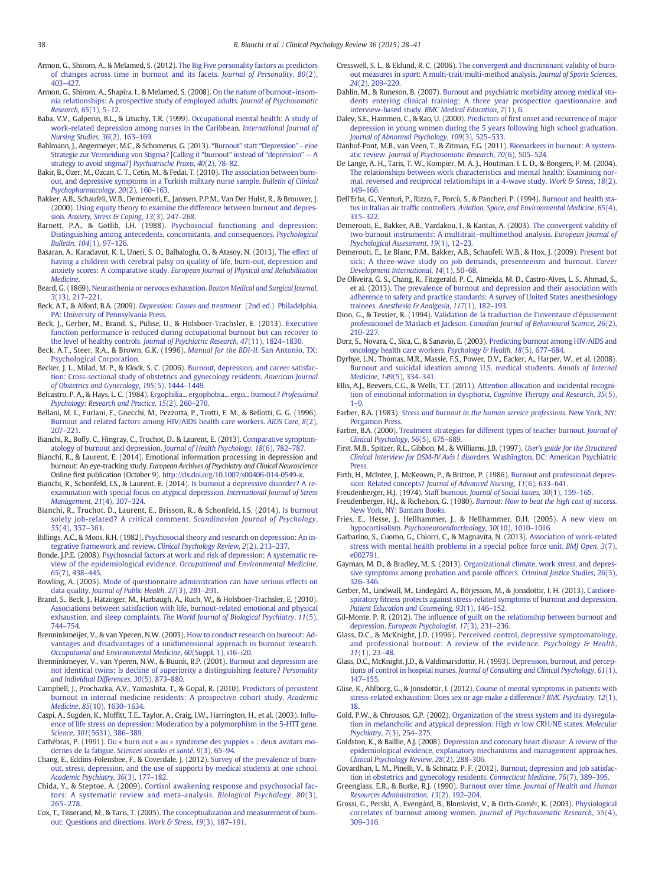Armon, G., Shirom, A., & Melamed, S. (2012). The Big Five personality factors as predictors of changes across time in burnout and its facets. *Journal of Personality*, *80*(2), 403–427.

Armon, G., Shirom, A., Shapira, I., & Melamed, S. (2008). On the nature of burnout–insomnia relationships: A prospective study of employed adults. *Journal of Psychosomatic Research*, *65*(1), 5–12.

Baba, V.V., Galperin, B.L., & Lituchy, T.R. (1999). Occupational mental health: A study of work-related depression among nurses in the Caribbean. *International Journal of Nursing Studies*, *36*(2), 163–169.

Bahlmann, J., Angermeyer, M.C., & Schomerus, G. (2013). "Burnout" statt "Depression" - eine Strategie zur Vermeidung von Stigma? [Calling it "burnout" instead of "depression" — A strategy to avoid stigma?] *Psychiatrische Praxis*, *40*(2), 78–82.

Bakir, B., Ozer, M., Ozcan, C. T., Cetin, M., & Fedai, T. (2010). The association between burnout, and depressive symptoms in a Turkish military nurse sample. *Bulletin of Clinical Psychopharmacology*, *20*(2), 160–163.

Bakker, A.B., Schaufeli, W.B., Demerouti, E., Janssen, P.P.M., Van Der Hulst, R., & Brouwer, J. (2000). Using equity theory to examine the difference between burnout and depression. *Anxiety, Stress & Coping*, *13*(3), 247–268.

Barnett, P.A., & Gotlib, I.H. (1988). Psychosocial functioning and depression: Distinguishing among antecedents, concomitants, and consequences. *Psychological Bulletin*, *104*(1), 97–126.

Basaran, A., Karadavut, K. I., Uneri, S. O., Balbaloglu, O., & Atasoy, N. (2013). The effect of having a children with cerebral palsy on quality of life, burn-out, depression and anxiety scores: A comparative study. *European Journal of Physical and Rehabilitation Medicine*.

Beard, G. (1869). Neurasthenia or nervous exhaustion. *Boston Medical and Surgical Journal*, *3*(13), 217–221.

Beck, A.T., & Alford, B.A. (2009). *Depression: Causes and treatment* (2nd ed.). Philadelphia, PA: University of Pennsylvania Press.

Beck, J., Gerber, M., Brand, S., Pühse, U., & Holsboer-Trachsler, E. (2013). Executive function performance is reduced during occupational burnout but can recover to the level of healthy controls. *Journal of Psychiatric Research*, *47*(11), 1824–1830.

Beck, A.T., Steer, R.A., & Brown, G.K. (1996). *Manual for the BDI-II*. San Antonio, TX: Psychological Corporation.

Becker, J. L., Milad, M. P., & Klock, S. C. (2006). Burnout, depression, and career satisfaction: Cross-sectional study of obstetrics and gynecology residents. *American Journal of Obstetrics and Gynecology*, *195*(5), 1444–1449.

Belcastro, P. A., & Hays, L. C. (1984). Ergophilia... ergophobia... ergo... burnout? *Professional Psychology: Research and Practice*, *15*(2), 260–270.

Bellani, M. L., Furlani, F., Gnecchi, M., Pezzotta, P., Trotti, E. M., & Bellotti, G. G. (1996). Burnout and related factors among HIV/AIDS health care workers. *AIDS Care*, *8*(2), 207–221.

Bianchi, R., Boffy, C., Hingray, C., Truchot, D., & Laurent, E. (2013). Comparative symptomatology of burnout and depression. *Journal of Health Psychology*, *18*(6), 782–787.

Bianchi, R., & Laurent, E. (2014). Emotional information processing in depression and burnout: An eye-tracking study. *European Archives of Psychiatry and Clinical Neuroscience* Online first publication (October 9). http://dx.doi.org/10.1007/s00406-014-0549-x.

Bianchi, R., Schonfeld, I.S., & Laurent, E. (2014). Is burnout a depressive disorder? A re-examination with special focus on atypical depression. *International Journal of Stress Management*, *21*(4), 307–324.

Bianchi, R., Truchot, D., Laurent, E., Brisson, R., & Schonfeld, I.S. (2014). Is burnout solely job-related? A critical comment. *Scandinavian Journal of Psychology*, *55*(4), 357–361.

Billings, A.C., & Moos, R.H. (1982). Psychosocial theory and research on depression: An integrative framework and review. *Clinical Psychology Review*, *2*(2), 213–237.

Bonde, J.P.E. (2008). Psychosocial factors at work and risk of depression: A systematic review of the epidemiological evidence. *Occupational and Environmental Medicine*, *65*(7), 438–445.

Bowling, A. (2005). Mode of questionnaire administration can have serious effects on data quality. *Journal of Public Health*, *27*(3), 281–291.

Brand, S., Beck, J., Hatzinger, M., Harbaugh, A., Ruch, W., & Holsboer-Trachsler, E. (2010). Associations between satisfaction with life, burnout-related emotional and physical exhaustion, and sleep complaints. *The World Journal of Biological Psychiatry*, *11*(5), 744–754.

Brenninkmeijer, V., & van Yperen, N.W. (2003). How to conduct research on burnout: Advantages and disadvantages of a unidimensional approach in burnout research. *Occupational and Environmental Medicine*, *60*(Suppl. 1), i16–i20.

Brenninkmeyer, V., van Yperen, N.W., & Buunk, B.P. (2001). Burnout and depression are not identical twins: Is decline of superiority a distinguishing feature? *Personality and Individual Differences*, *30*(5), 873–880.

Campbell, J., Prochazka, A.V., Yamashita, T., & Gopal, R. (2010). Predictors of persistent burnout in internal medicine residents: A prospective cohort study. *Academic Medicine*, *85*(10), 1630–1634.

Caspi, A., Sugden, K., Moffitt, T.E., Taylor, A., Craig, I.W., Harrington, H., et al. (2003). Influence of life stress on depression: Moderation by a polymorphism in the 5-HTT gene. *Science*, *301*(5631), 386–389.

Cathébras, P. (1991). Du « burn out » au « syndrome des yuppies » : deux avatars modernes de la fatigue. *Sciences sociales et santé*, *9*(3), 65–94.

Chang, E., Eddins-Folensbee, F., & Coverdale, J. (2012). Survey of the prevalence of burnout, stress, depression, and the use of supports by medical students at one school. *Academic Psychiatry*, *36*(3), 177–182.

Chida, Y., & Steptoe, A. (2009). Cortisol awakening response and psychosocial factors: A systematic review and meta-analysis. *Biological Psychology*, *80*(3), 265–278.

Cox, T., Tisserand, M., & Taris, T. (2005). The conceptualization and measurement of burnout: Questions and directions. *Work & Stress*, *19*(3), 187–191.

Cresswell, S. L., & Eklund, R. C. (2006). The convergent and discriminant validity of burnout measures in sport: A multi-trait/multi-method analysis. *Journal of Sports Sciences*, *24*(2), 209–220.

Dahlin, M., & Runeson, B. (2007). Burnout and psychiatric morbidity among medical students entering clinical training: A three year prospective questionnaire and interview-based study. *BMC Medical Education*, *7*(1), 6.

Daley, S.E., Hammen, C., & Rao, U. (2000). Predictors of first onset and recurrence of major depression in young women during the 5 years following high school graduation. *Journal of Abnormal Psychology*, *109*(3), 525–533.

Danhof-Pont, M.B., van Veen, T., & Zitman, F.G. (2011). Biomarkers in burnout: A systematic review. *Journal of Psychosomatic Research*, *70*(6), 505–524.

De Lange, A. H., Taris, T. W., Kompier, M. A. J., Houtman, I. L. D., & Bongers, P. M. (2004). The relationships between work characteristics and mental health: Examining normal, reversed and reciprocal relationships in a 4-wave study. *Work & Stress*, *18*(2), 149–166.

Dell'Erba, G., Venturi, P., Rizzo, F., Porcù, S., & Pancheri, P. (1994). Burnout and health status in Italian air traffic controllers. *Aviation, Space, and Environmental Medicine*, *65*(4), 315–322.

Demerouti, E., Bakker, A.B., Vardakou, I., & Kantas, A. (2003). The convergent validity of two burnout instruments: A multitrait–multimethod analysis. *European Journal of Psychological Assessment*, *19*(1), 12–23.

Demerouti, E., Le Blanc, P.M., Bakker, A.B., Schaufeli, W.B., & Hox, J. (2009). Present but sick: A three-wave study on job demands, presenteeism and burnout. *Career Development International*, *14*(1), 50–68.

De Oliveira, G. S., Chang, R., Fitzgerald, P. C., Almeida, M. D., Castro-Alves, L. S., Ahmad, S., et al. (2013). The prevalence of burnout and depression and their association with adherence to safety and practice standards: A survey of United States anesthesiology trainees. *Anesthesia & Analgesia*, *117*(1), 182–193.

Dion, G., & Tessier, R. (1994). Validation de la traduction de l'inventaire d'épuisement professionnel de Maslach et Jackson. *Canadian Journal of Behavioural Science*, *26*(2), 210–227.

Dorz, S., Novara, C., Sica, C., & Sanavio, E. (2003). Predicting burnout among HIV/AIDS and oncology health care workers. *Psychology & Health*, *18*(5), 677–684.

Dyrbye, L.N., Thomas, M.R., Massie, F.S., Power, D.V., Eacker, A., Harper, W., et al. (2008). Burnout and suicidal ideation among U.S. medical students. *Annals of Internal Medicine*, *149*(5), 334–341.

Ellis, A.J., Beevers, C.G., & Wells, T.T. (2011). Attention allocation and incidental recognition of emotional information in dysphoria. *Cognitive Therapy and Research*, *35*(5), 1–9.

Farber, B.A. (1983). *Stress and burnout in the human service professions*. New York, NY: Pergamon Press.

Farber, B.A. (2000). Treatment strategies for different types of teacher burnout. *Journal of Clinical Psychology*, *56*(5), 675–689.

First, M.B., Spitzer, R.L., Gibbon, M., & Williams, J.B. (1997). *User's guide for the Structured Clinical Interview for DSM-IV Axis I disorders*. Washington, DC: American Psychiatric Press.

Firth, H., McIntee, J., McKeown, P., & Britton, P. (1986). Burnout and professional depression: Related concepts? *Journal of Advanced Nursing*, *11*(6), 633–641.

Freudenberger, H.J. (1974). Staff burnout. *Journal of Social Issues*, *30*(1), 159–165.

Freudenberger, H.J., & Richelson, G. (1980). *Burnout: How to beat the high cost of success*. New York, NY: Bantam Books.

Fries, E., Hesse, J., Hellhammer, J., & Hellhammer, D.H. (2005). A new view on hypocortisolism. *Psychoneuroendocrinology*, *30*(10), 1010–1016.

Garbarino, S., Cuomo, G., Chiorri, C., & Magnavita, N. (2013). Association of work-related stress with mental health problems in a special police force unit. *BMJ Open*, *3*(7), e002791.

Gayman, M. D., & Bradley, M. S. (2013). Organizational climate, work stress, and depressive symptoms among probation and parole officers. *Criminal Justice Studies*, *26*(3), 326–346.

Gerber, M., Lindwall, M., Lindegård, A., Börjesson, M., & Jonsdottir, I. H. (2013). Cardiorespiratory fitness protects against stress-related symptoms of burnout and depression. *Patient Education and Counseling*, *93*(1), 146–152.

Gil-Monte, P. R. (2012). The influence of guilt on the relationship between burnout and depression. *European Psychologist*, *17*(3), 231–236.

Glass, D.C., & McKnight, J.D. (1996). Perceived control, depressive symptomatology, and professional burnout: A review of the evidence. *Psychology & Health*, *11*(1), 23–48.

Glass, D.C., McKnight, J.D., & Valdimarsdottir, H. (1993). Depression, burnout, and perceptions of control in hospital nurses. *Journal of Consulting and Clinical Psychology*, *61*(1), 147–155.

Glise, K., Ahlborg, G., & Jonsdottir, I. (2012). Course of mental symptoms in patients with stress-related exhaustion: Does sex or age make a difference? *BMC Psychiatry*, *12*(1), 18.

Gold, P.W., & Chrousos, G.P. (2002). Organization of the stress system and its dysregulation in melancholic and atypical depression: High *vs* low CRH/NE states. *Molecular Psychiatry*, *7*(3), 254–275.

Goldston, K., & Baillie, A.J. (2008). Depression and coronary heart disease: A review of the epidemiological evidence, explanatory mechanisms and management approaches. *Clinical Psychology Review*, *28*(2), 288–306.

Govardhan, L. M., Pinelli, V., & Schnatz, P. F. (2012). Burnout, depression and job satisfaction in obstetrics and gynecology residents. *Connecticut Medicine*, *76*(7), 389–395.

Greenglass, E.R., & Burke, R.J. (1990). Burnout over time. *Journal of Health and Human Resources Administration*, *13*(2), 192–204.

Grossi, G., Perski, A., Evengård, B., Blomkvist, V., & Orth-Gomér, K. (2003). Physiological correlates of burnout among women. *Journal of Psychosomatic Research*, *55*(4), 309–316.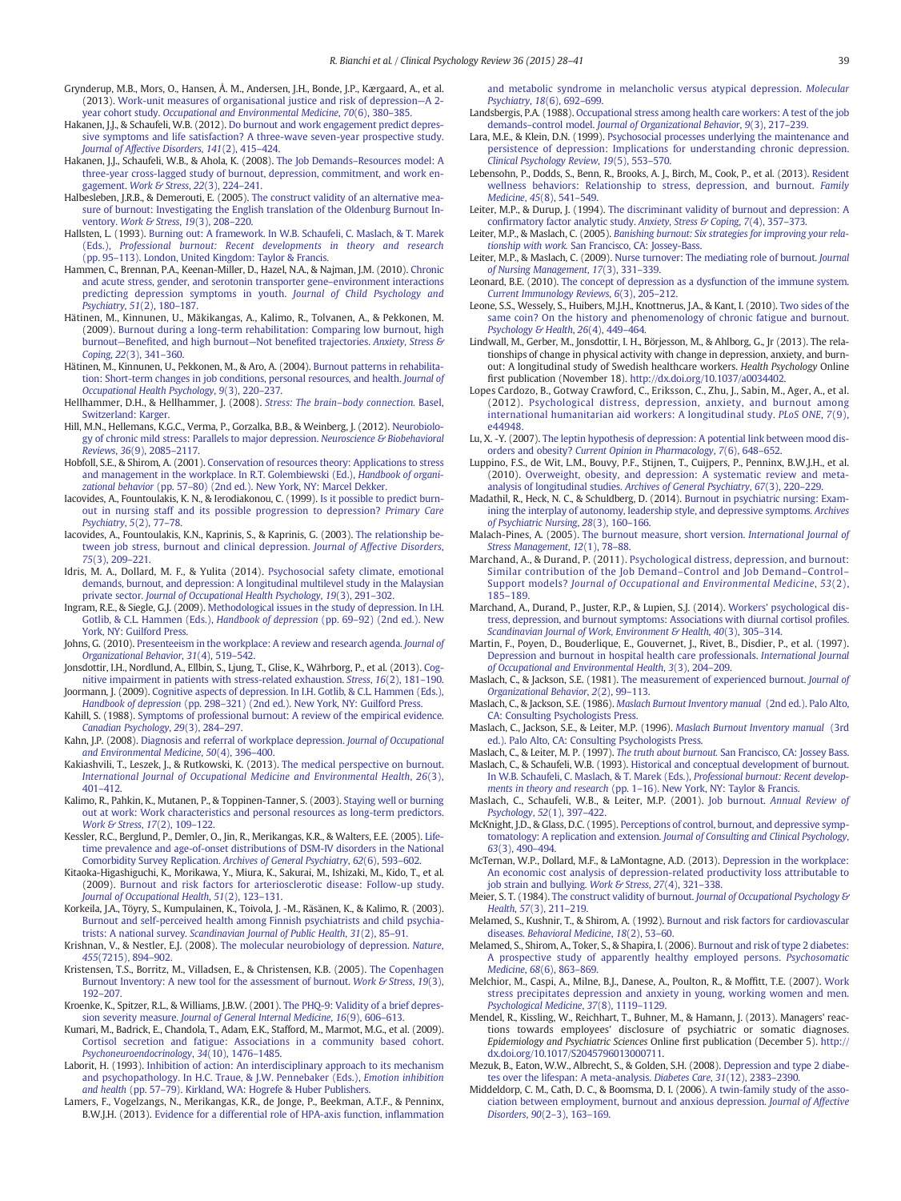Grynderup, M.B., Mors, O., Hansen, Å. M., Andersen, J.H., Bonde, J.P., Kærgaard, A., et al. (2013). Work-unit measures of organisational justice and risk of depression—A 2-year cohort study. *Occupational and Environmental Medicine*, *70*(6), 380–385.

Hakanen, J.J., & Schaufeli, W.B. (2012). Do burnout and work engagement predict depressive symptoms and life satisfaction? A three-wave seven-year prospective study. *Journal of Affective Disorders*, *141*(2), 415–424.

Hakanen, J.J., Schaufeli, W.B., & Ahola, K. (2008). The Job Demands–Resources model: A three-year cross-lagged study of burnout, depression, commitment, and work engagement. *Work & Stress*, *22*(3), 224–241.

Halbesleben, J.R.B., & Demerouti, E. (2005). The construct validity of an alternative measure of burnout: Investigating the English translation of the Oldenburg Burnout Inventory. *Work & Stress*, *19*(3), 208–220.

Hallsten, L. (1993). Burning out: A framework. In W.B. Schaufeli, C. Maslach, & T. Marek (Eds.), *Professional burnout: Recent developments in theory and research* (pp. 95–113). London, United Kingdom: Taylor & Francis.

Hammen, C., Brennan, P.A., Keenan-Miller, D., Hazel, N.A., & Najman, J.M. (2010). Chronic and acute stress, gender, and serotonin transporter gene–environment interactions predicting depression symptoms in youth. *Journal of Child Psychology and Psychiatry*, *51*(2), 180–187.

Hätinen, M., Kinnunen, U., Mäkikangas, A., Kalimo, R., Tolvanen, A., & Pekkonen, M. (2009). Burnout during a long-term rehabilitation: Comparing low burnout, high burnout—Benefited, and high burnout—Not benefited trajectories. *Anxiety, Stress & Coping*, *22*(3), 341–360.

Hätinen, M., Kinnunen, U., Pekkonen, M., & Aro, A. (2004). Burnout patterns in rehabilitation: Short-term changes in job conditions, personal resources, and health. *Journal of Occupational Health Psychology*, *9*(3), 220–237.

Hellhammer, D.H., & Hellhammer, J. (2008). *Stress: The brain–body connection*. Basel, Switzerland: Karger.

Hill, M.N., Hellemans, K.G.C., Verma, P., Gorzalka, B.B., & Weinberg, J. (2012). Neurobiology of chronic mild stress: Parallels to major depression. *Neuroscience & Biobehavioral Reviews*, *36*(9), 2085–2117.

Hobfoll, S.E., & Shirom, A. (2001). Conservation of resources theory: Applications to stress and management in the workplace. In R.T. Golembiewski (Ed.), *Handbook of organizational behavior* (pp. 57–80) (2nd ed.). New York, NY: Marcel Dekker.

Iacovides, A., Fountoulakis, K. N., & Ierodiakonou, C. (1999). Is it possible to predict burnout in nursing staff and its possible progression to depression? *Primary Care Psychiatry*, *5*(2), 77–78.

Iacovides, A., Fountoulakis, K.N., Kaprinis, S., & Kaprinis, G. (2003). The relationship between job stress, burnout and clinical depression. *Journal of Affective Disorders*, *75*(3), 209–221.

Idris, M. A., Dollard, M. F., & Yulita (2014). Psychosocial safety climate, emotional demands, burnout, and depression: A longitudinal multilevel study in the Malaysian private sector. *Journal of Occupational Health Psychology*, *19*(3), 291–302.

Ingram, R.E., & Siegle, G.J. (2009). Methodological issues in the study of depression. In I.H. Gotlib, & C.L. Hammen (Eds.), *Handbook of depression* (pp. 69–92) (2nd ed.). New York, NY: Guilford Press.

Johns, G. (2010). Presenteeism in the workplace: A review and research agenda. *Journal of Organizational Behavior*, *31*(4), 519–542.

Jonsdottir, I.H., Nordlund, A., Ellbin, S., Ljung, T., Glise, K., Währborg, P., et al. (2013). Cognitive impairment in patients with stress-related exhaustion. *Stress*, *16*(2), 181–190.

Joormann, J. (2009). Cognitive aspects of depression. In I.H. Gotlib, & C.L. Hammen (Eds.), *Handbook of depression* (pp. 298–321) (2nd ed.). New York, NY: Guilford Press.

Kahill, S. (1988). Symptoms of professional burnout: A review of the empirical evidence. *Canadian Psychology*, *29*(3), 284–297.

Kahn, J.P. (2008). Diagnosis and referral of workplace depression. *Journal of Occupational and Environmental Medicine*, *50*(4), 396–400.

Kakiashvili, T., Leszek, J., & Rutkowski, K. (2013). The medical perspective on burnout. *International Journal of Occupational Medicine and Environmental Health*, *26*(3), 401–412.

Kalimo, R., Pahkin, K., Mutanen, P., & Toppinen-Tanner, S. (2003). Staying well or burning out at work: Work characteristics and personal resources as long-term predictors. *Work & Stress*, *17*(2), 109–122.

Kessler, R.C., Berglund, P., Demler, O., Jin, R., Merikangas, K.R., & Walters, E.E. (2005). Lifetime prevalence and age-of-onset distributions of DSM-IV disorders in the National Comorbidity Survey Replication. *Archives of General Psychiatry*, *62*(6), 593–602.

Kitaoka-Higashiguchi, K., Morikawa, Y., Miura, K., Sakurai, M., Ishizaki, M., Kido, T., et al. (2009). Burnout and risk factors for arteriosclerotic disease: Follow-up study. *Journal of Occupational Health*, *51*(2), 123–131.

Korkeila, J.A., Töyry, S., Kumpulainen, K., Toivola, J. -M., Räsänen, K., & Kalimo, R. (2003). Burnout and self-perceived health among Finnish psychiatrists and child psychiatrists: A national survey. *Scandinavian Journal of Public Health*, *31*(2), 85–91.

Krishnan, V., & Nestler, E.J. (2008). The molecular neurobiology of depression. *Nature*, *455*(7215), 894–902.

Kristensen, T.S., Borritz, M., Villadsen, E., & Christensen, K.B. (2005). The Copenhagen Burnout Inventory: A new tool for the assessment of burnout. *Work & Stress*, *19*(3), 192–207.

Kroenke, K., Spitzer, R.L., & Williams, J.B.W. (2001). The PHQ-9: Validity of a brief depression severity measure. *Journal of General Internal Medicine*, *16*(9), 606–613.

Kumari, M., Badrick, E., Chandola, T., Adam, E.K., Stafford, M., Marmot, M.G., et al. (2009). Cortisol secretion and fatigue: Associations in a community based cohort. *Psychoneuroendocrinology*, *34*(10), 1476–1485.

Laborit, H. (1993). Inhibition of action: An interdisciplinary approach to its mechanism and psychopathology. In H.C. Traue, & J.W. Pennebaker (Eds.), *Emotion inhibition and health* (pp. 57–79). Kirkland, WA: Hogrefe & Huber Publishers.

Lamers, F., Vogelzangs, N., Merikangas, K.R., de Jonge, P., Beekman, A.T.F., & Penninx, B.W.J.H. (2013). Evidence for a differential role of HPA-axis function, inflammation and metabolic syndrome in melancholic versus atypical depression. *Molecular Psychiatry*, *18*(6), 692–699.

Landsbergis, P.A. (1988). Occupational stress among health care workers: A test of the job demands–control model. *Journal of Organizational Behavior*, *9*(3), 217–239.

Lara, M.E., & Klein, D.N. (1999). Psychosocial processes underlying the maintenance and persistence of depression: Implications for understanding chronic depression. *Clinical Psychology Review*, *19*(5), 553–570.

Lebensohn, P., Dodds, S., Benn, R., Brooks, A. J., Birch, M., Cook, P., et al. (2013). Resident wellness behaviors: Relationship to stress, depression, and burnout. *Family Medicine*, *45*(8), 541–549.

Leiter, M.P., & Durup, J. (1994). The discriminant validity of burnout and depression: A confirmatory factor analytic study. *Anxiety, Stress & Coping*, *7*(4), 357–373.

Leiter, M.P., & Maslach, C. (2005). *Banishing burnout: Six strategies for improving your relationship with work*. San Francisco, CA: Jossey-Bass.

Leiter, M.P., & Maslach, C. (2009). Nurse turnover: The mediating role of burnout. *Journal of Nursing Management*, *17*(3), 331–339.

Leonard, B.E. (2010). The concept of depression as a dysfunction of the immune system. *Current Immunology Reviews*, *6*(3), 205–212.

Leone, S.S., Wessely, S., Huibers, M.J.H., Knottnerus, J.A., & Kant, I. (2010). Two sides of the same coin? On the history and phenomenology of chronic fatigue and burnout. *Psychology & Health*, *26*(4), 449–464.

Lindwall, M., Gerber, M., Jonsdottir, I. H., Börjesson, M., & Ahlborg, G., Jr (2013). The relationships of change in physical activity with change in depression, anxiety, and burnout: A longitudinal study of Swedish healthcare workers. *Health Psychology* Online first publication (November 18). http://dx.doi.org/10.1037/a0034402.

Lopes Cardozo, B., Gotway Crawford, C., Eriksson, C., Zhu, J., Sabin, M., Ager, A., et al. (2012). Psychological distress, depression, anxiety, and burnout among international humanitarian aid workers: A longitudinal study. *PLoS ONE*, *7*(9), e44948.

Lu, X. -Y. (2007). The leptin hypothesis of depression: A potential link between mood disorders and obesity? *Current Opinion in Pharmacology*, *7*(6), 648–652.

Luppino, F.S., de Wit, L.M., Bouvy, P.F., Stijnen, T., Cuijpers, P., Penninx, B.W.J.H., et al. (2010). Overweight, obesity, and depression: A systematic review and meta-analysis of longitudinal studies. *Archives of General Psychiatry*, *67*(3), 220–229.

Madathil, R., Heck, N. C., & Schuldberg, D. (2014). Burnout in psychiatric nursing: Examining the interplay of autonomy, leadership style, and depressive symptoms. *Archives of Psychiatric Nursing*, *28*(3), 160–166.

Malach-Pines, A. (2005). The burnout measure, short version. *International Journal of Stress Management*, *12*(1), 78–88.

Marchand, A., & Durand, P. (2011). Psychological distress, depression, and burnout: Similar contribution of the Job Demand–Control and Job Demand–Control–Support models? *Journal of Occupational and Environmental Medicine*, *53*(2), 185–189.

Marchand, A., Durand, P., Juster, R.P., & Lupien, S.J. (2014). Workers' psychological distress, depression, and burnout symptoms: Associations with diurnal cortisol profiles. *Scandinavian Journal of Work, Environment & Health*, *40*(3), 305–314.

Martin, F., Poyen, D., Bouderlique, E., Gouvernet, J., Rivet, B., Disdier, P., et al. (1997). Depression and burnout in hospital health care professionals. *International Journal of Occupational and Environmental Health*, *3*(3), 204–209.

Maslach, C., & Jackson, S.E. (1981). The measurement of experienced burnout. *Journal of Organizational Behavior*, *2*(2), 99–113.

Maslach, C., & Jackson, S.E. (1986). *Maslach Burnout Inventory manual* (2nd ed.). Palo Alto, CA: Consulting Psychologists Press.

Maslach, C., Jackson, S.E., & Leiter, M.P. (1996). *Maslach Burnout Inventory manual* (3rd ed.). Palo Alto, CA: Consulting Psychologists Press.

Maslach, C., & Leiter, M. P. (1997). *The truth about burnout*. San Francisco, CA: Jossey Bass.

Maslach, C., & Schaufeli, W.B. (1993). Historical and conceptual development of burnout. In W.B. Schaufeli, C. Maslach, & T. Marek (Eds.), *Professional burnout: Recent developments in theory and research* (pp. 1–16). New York, NY: Taylor & Francis.

Maslach, C., Schaufeli, W.B., & Leiter, M.P. (2001). Job burnout. *Annual Review of Psychology*, *52*(1), 397–422.

McKnight, J.D., & Glass, D.C. (1995). Perceptions of control, burnout, and depressive symptomatology: A replication and extension. *Journal of Consulting and Clinical Psychology*, *63*(3), 490–494.

McTernan, W.P., Dollard, M.F., & LaMontagne, A.D. (2013). Depression in the workplace: An economic cost analysis of depression-related productivity loss attributable to job strain and bullying. *Work & Stress*, *27*(4), 321–338.

Meier, S. T. (1984). The construct validity of burnout. *Journal of Occupational Psychology & Health*, *57*(3), 211–219.

Melamed, S., Kushnir, T., & Shirom, A. (1992). Burnout and risk factors for cardiovascular diseases. *Behavioral Medicine*, *18*(2), 53–60.

Melamed, S., Shirom, A., Toker, S., & Shapira, I. (2006). Burnout and risk of type 2 diabetes: A prospective study of apparently healthy employed persons. *Psychosomatic Medicine*, *68*(6), 863–869.

Melchior, M., Caspi, A., Milne, B.J., Danese, A., Poulton, R., & Moffitt, T.E. (2007). Work stress precipitates depression and anxiety in young, working women and men. *Psychological Medicine*, *37*(8), 1119–1129.

Mendel, R., Kissling, W., Reichhart, T., Buhner, M., & Hamann, J. (2013). Managers' reactions towards employees' disclosure of psychiatric or somatic diagnoses. *Epidemiology and Psychiatric Sciences* Online first publication (December 5). http://dx.doi.org/10.1017/S2045796013000711.

Mezuk, B., Eaton, W.W., Albrecht, S., & Golden, S.H. (2008). Depression and type 2 diabetes over the lifespan: A meta-analysis. *Diabetes Care*, *31*(12), 2383–2390.

Middeldorp, C. M., Cath, D. C., & Boomsma, D. I. (2006). A twin-family study of the association between employment, burnout and anxious depression. *Journal of Affective Disorders*, *90*(2–3), 163–169.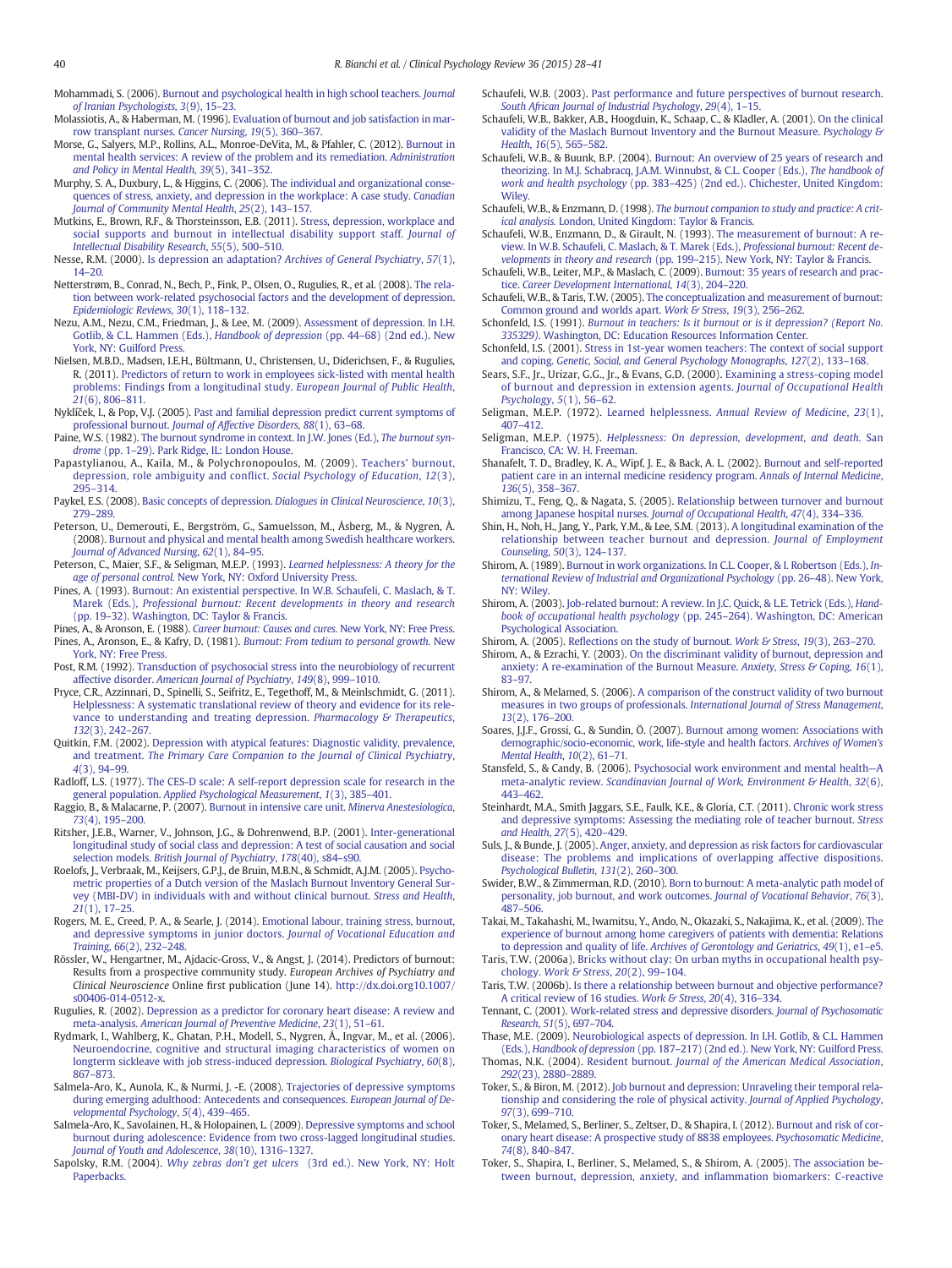Mohammadi, S. (2006). Burnout and psychological health in high school teachers. *Journal of Iranian Psychologists*, *3*(9), 15–23.

Molassiotis, A., & Haberman, M. (1996). Evaluation of burnout and job satisfaction in marrow transplant nurses. *Cancer Nursing*, *19*(5), 360–367.

Morse, G., Salyers, M.P., Rollins, A.L., Monroe-DeVita, M., & Pfahler, C. (2012). Burnout in mental health services: A review of the problem and its remediation. *Administration and Policy in Mental Health*, *39*(5), 341–352.

Murphy, S. A., Duxbury, L., & Higgins, C. (2006). The individual and organizational consequences of stress, anxiety, and depression in the workplace: A case study. *Canadian Journal of Community Mental Health*, *25*(2), 143–157.

Mutkins, E., Brown, R.F., & Thorsteinsson, E.B. (2011). Stress, depression, workplace and social supports and burnout in intellectual disability support staff. *Journal of Intellectual Disability Research*, *55*(5), 500–510.

Nesse, R.M. (2000). Is depression an adaptation? *Archives of General Psychiatry*, *57*(1), 14–20.

Netterstrøm, B., Conrad, N., Bech, P., Fink, P., Olsen, O., Rugulies, R., et al. (2008). The relation between work-related psychosocial factors and the development of depression. *Epidemiologic Reviews*, *30*(1), 118–132.

Nezu, A.M., Nezu, C.M., Friedman, J., & Lee, M. (2009). Assessment of depression. In I.H. Gotlib, & C.L. Hammen (Eds.), *Handbook of depression* (pp. 44–68) (2nd ed.). New York, NY: Guilford Press.

Nielsen, M.B.D., Madsen, I.E.H., Bültmann, U., Christensen, U., Diderichsen, F., & Rugulies, R. (2011). Predictors of return to work in employees sick-listed with mental health problems: Findings from a longitudinal study. *European Journal of Public Health*, *21*(6), 806–811.

Nyklíček, I., & Pop, V.J. (2005). Past and familial depression predict current symptoms of professional burnout. *Journal of Affective Disorders*, *88*(1), 63–68.

Paine, W.S. (1982). The burnout syndrome in context. In J.W. Jones (Ed.), *The burnout syndrome* (pp. 1–29). Park Ridge, IL: London House.

Papastylianou, A., Kaila, M., & Polychronopoulos, M. (2009). Teachers' burnout, depression, role ambiguity and conflict. *Social Psychology of Education*, *12*(3), 295–314.

Paykel, E.S. (2008). Basic concepts of depression. *Dialogues in Clinical Neuroscience*, *10*(3), 279–289.

Peterson, U., Demerouti, E., Bergström, G., Samuelsson, M., Åsberg, M., & Nygren, Å. (2008). Burnout and physical and mental health among Swedish healthcare workers. *Journal of Advanced Nursing*, *62*(1), 84–95.

Peterson, C., Maier, S.F., & Seligman, M.E.P. (1993). *Learned helplessness: A theory for the age of personal control.* New York, NY: Oxford University Press.

Pines, A. (1993). Burnout: An existential perspective. In W.B. Schaufeli, C. Maslach, & T. Marek (Eds.), *Professional burnout: Recent developments in theory and research* (pp. 19–32). Washington, DC: Taylor & Francis.

Pines, A., & Aronson, E. (1988). *Career burnout: Causes and cures.* New York, NY: Free Press.

Pines, A., Aronson, E., & Kafry, D. (1981). *Burnout: From tedium to personal growth.* New York, NY: Free Press.

Post, R.M. (1992). Transduction of psychosocial stress into the neurobiology of recurrent affective disorder. *American Journal of Psychiatry*, *149*(8), 999–1010.

Pryce, C.R., Azzinnari, D., Spinelli, S., Seifritz, E., Tegethoff, M., & Meinlschmidt, G. (2011). Helplessness: A systematic translational review of theory and evidence for its relevance to understanding and treating depression. *Pharmacology & Therapeutics*, *132*(3), 242–267.

Quitkin, F.M. (2002). Depression with atypical features: Diagnostic validity, prevalence, and treatment. *The Primary Care Companion to the Journal of Clinical Psychiatry*, *4*(3), 94–99.

Radloff, L.S. (1977). The CES-D scale: A self-report depression scale for research in the general population. *Applied Psychological Measurement*, *1*(3), 385–401.

Raggio, B., & Malacarne, P. (2007). Burnout in intensive care unit. *Minerva Anestesiologica*, *73*(4), 195–200.

Ritsher, J.E.B., Warner, V., Johnson, J.G., & Dohrenwend, B.P. (2001). Inter-generational longitudinal study of social class and depression: A test of social causation and social selection models. *British Journal of Psychiatry*, *178*(40), s84–s90.

Roelofs, J., Verbraak, M., Keijsers, G.P.J., de Bruin, M.B.N., & Schmidt, A.J.M. (2005). Psychometric properties of a Dutch version of the Maslach Burnout Inventory General Survey (MBI-DV) in individuals with and without clinical burnout. *Stress and Health*, *21*(1), 17–25.

Rogers, M. E., Creed, P. A., & Searle, J. (2014). Emotional labour, training stress, burnout, and depressive symptoms in junior doctors. *Journal of Vocational Education and Training*, *66*(2), 232–248.

Rössler, W., Hengartner, M., Ajdacic-Gross, V., & Angst, J. (2014). Predictors of burnout: Results from a prospective community study. *European Archives of Psychiatry and Clinical Neuroscience* Online first publication (June 14). http://dx.doi.org10.1007/s00406-014-0512-x.

Rugulies, R. (2002). Depression as a predictor for coronary heart disease: A review and meta-analysis. *American Journal of Preventive Medicine*, *23*(1), 51–61.

Rydmark, I., Wahlberg, K., Ghatan, P.H., Modell, S., Nygren, Å., Ingvar, M., et al. (2006). Neuroendocrine, cognitive and structural imaging characteristics of women on longterm sickleave with job stress-induced depression. *Biological Psychiatry*, *60*(8), 867–873.

Salmela-Aro, K., Aunola, K., & Nurmi, J. -E. (2008). Trajectories of depressive symptoms during emerging adulthood: Antecedents and consequences. *European Journal of Developmental Psychology*, *5*(4), 439–465.

Salmela-Aro, K., Savolainen, H., & Holopainen, L. (2009). Depressive symptoms and school burnout during adolescence: Evidence from two cross-lagged longitudinal studies. *Journal of Youth and Adolescence*, *38*(10), 1316–1327.

Sapolsky, R.M. (2004). *Why zebras don't get ulcers* (3rd ed.). New York, NY: Holt Paperbacks.

Schaufeli, W.B. (2003). Past performance and future perspectives of burnout research. *South African Journal of Industrial Psychology*, *29*(4), 1–15.

Schaufeli, W.B., Bakker, A.B., Hoogduin, K., Schaap, C., & Kladler, A. (2001). On the clinical validity of the Maslach Burnout Inventory and the Burnout Measure. *Psychology & Health*, *16*(5), 565–582.

Schaufeli, W.B., & Buunk, B.P. (2004). Burnout: An overview of 25 years of research and theorizing. In M.J. Schabracq, J.A.M. Winnubst, & C.L. Cooper (Eds.), *The handbook of work and health psychology* (pp. 383–425) (2nd ed.). Chichester, United Kingdom: Wiley.

Schaufeli, W.B., & Enzmann, D. (1998). *The burnout companion to study and practice: A critical analysis.* London, United Kingdom: Taylor & Francis.

Schaufeli, W.B., Enzmann, D., & Girault, N. (1993). The measurement of burnout: A review. In W.B. Schaufeli, C. Maslach, & T. Marek (Eds.), *Professional burnout: Recent developments in theory and research* (pp. 199–215). New York, NY: Taylor & Francis.

Schaufeli, W.B., Leiter, M.P., & Maslach, C. (2009). Burnout: 35 years of research and practice. *Career Development International*, *14*(3), 204–220.

Schaufeli, W.B., & Taris, T.W. (2005). The conceptualization and measurement of burnout: Common ground and worlds apart. *Work & Stress*, *19*(3), 256–262.

Schonfeld, I.S. (1991). *Burnout in teachers: Is it burnout or is it depression? (Report No. 335329).* Washington, DC: Education Resources Information Center.

Schonfeld, I.S. (2001). Stress in 1st-year women teachers: The context of social support and coping. *Genetic, Social, and General Psychology Monographs*, *127*(2), 133–168.

Sears, S.F., Jr., Urizar, G.G., Jr., & Evans, G.D. (2000). Examining a stress-coping model of burnout and depression in extension agents. *Journal of Occupational Health Psychology*, *5*(1), 56–62.

Seligman, M.E.P. (1972). Learned helplessness. *Annual Review of Medicine*, *23*(1), 407–412.

Seligman, M.E.P. (1975). *Helplessness: On depression, development, and death.* San Francisco, CA: W. H. Freeman.

Shanafelt, T. D., Bradley, K. A., Wipf, J. E., & Back, A. L. (2002). Burnout and self-reported patient care in an internal medicine residency program. *Annals of Internal Medicine*, *136*(5), 358–367.

Shimizu, T., Feng, Q., & Nagata, S. (2005). Relationship between turnover and burnout among Japanese hospital nurses. *Journal of Occupational Health*, *47*(4), 334–336.

Shin, H., Noh, H., Jang, Y., Park, Y.M., & Lee, S.M. (2013). A longitudinal examination of the relationship between teacher burnout and depression. *Journal of Employment Counseling*, *50*(3), 124–137.

Shirom, A. (1989). Burnout in work organizations. In C.L. Cooper, & I. Robertson (Eds.), *International Review of Industrial and Organizational Psychology* (pp. 26–48). New York, NY: Wiley.

Shirom, A. (2003). Job-related burnout: A review. In J.C. Quick, & L.E. Tetrick (Eds.), *Handbook of occupational health psychology* (pp. 245–264). Washington, DC: American Psychological Association.

Shirom, A. (2005). Reflections on the study of burnout. *Work & Stress*, *19*(3), 263–270.

Shirom, A., & Ezrachi, Y. (2003). On the discriminant validity of burnout, depression and anxiety: A re-examination of the Burnout Measure. *Anxiety, Stress & Coping*, *16*(1), 83–97.

Shirom, A., & Melamed, S. (2006). A comparison of the construct validity of two burnout measures in two groups of professionals. *International Journal of Stress Management*, *13*(2), 176–200.

Soares, J.J.F., Grossi, G., & Sundin, Ö. (2007). Burnout among women: Associations with demographic/socio-economic, work, life-style and health factors. *Archives of Women's Mental Health*, *10*(2), 61–71.

Stansfeld, S., & Candy, B. (2006). Psychosocial work environment and mental health—A meta-analytic review. *Scandinavian Journal of Work, Environment & Health*, *32*(6), 443–462.

Steinhardt, M.A., Smith Jaggars, S.E., Faulk, K.E., & Gloria, C.T. (2011). Chronic work stress and depressive symptoms: Assessing the mediating role of teacher burnout. *Stress and Health*, *27*(5), 420–429.

Suls, J., & Bunde, J. (2005). Anger, anxiety, and depression as risk factors for cardiovascular disease: The problems and implications of overlapping affective dispositions. *Psychological Bulletin*, *131*(2), 260–300.

Swider, B.W., & Zimmerman, R.D. (2010). Born to burnout: A meta-analytic path model of personality, job burnout, and work outcomes. *Journal of Vocational Behavior*, *76*(3), 487–506.

Takai, M., Takahashi, M., Iwamitsu, Y., Ando, N., Okazaki, S., Nakajima, K., et al. (2009). The experience of burnout among home caregivers of patients with dementia: Relations to depression and quality of life. *Archives of Gerontology and Geriatrics*, *49*(1), e1–e5.

Taris, T.W. (2006a). Bricks without clay: On urban myths in occupational health psychology. *Work & Stress*, *20*(2), 99–104.

Taris, T.W. (2006b). Is there a relationship between burnout and objective performance? A critical review of 16 studies. *Work & Stress*, *20*(4), 316–334.

Tennant, C. (2001). Work-related stress and depressive disorders. *Journal of Psychosomatic Research*, *51*(5), 697–704.

Thase, M.E. (2009). Neurobiological aspects of depression. In I.H. Gotlib, & C.L. Hammen (Eds.), *Handbook of depression* (pp. 187–217) (2nd ed.). New York, NY: Guilford Press.

Thomas, N.K. (2004). Resident burnout. *Journal of the American Medical Association*, *292*(23), 2880–2889.

Toker, S., & Biron, M. (2012). Job burnout and depression: Unraveling their temporal relationship and considering the role of physical activity. *Journal of Applied Psychology*, *97*(3), 699–710.

Toker, S., Melamed, S., Berliner, S., Zeltser, D., & Shapira, I. (2012). Burnout and risk of coronary heart disease: A prospective study of 8838 employees. *Psychosomatic Medicine*, *74*(8), 840–847.

Toker, S., Shapira, I., Berliner, S., Melamed, S., & Shirom, A. (2005). The association between burnout, depression, anxiety, and inflammation biomarkers: C-reactive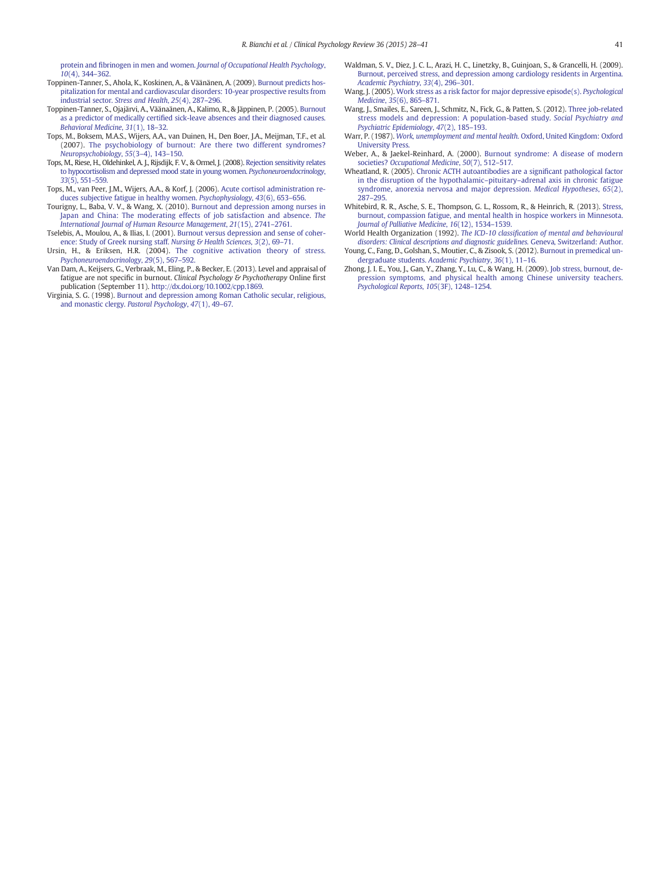protein and fibrinogen in men and women. *Journal of Occupational Health Psychology*, *10*(4), 344–362.

Toppinen-Tanner, S., Ahola, K., Koskinen, A., & Väänänen, A. (2009). Burnout predicts hospitalization for mental and cardiovascular disorders: 10-year prospective results from industrial sector. *Stress and Health*, *25*(4), 287–296.

Toppinen-Tanner, S., Ojajärvi, A., Väänaänen, A., Kalimo, R., & Jäppinen, P. (2005). Burnout as a predictor of medically certified sick-leave absences and their diagnosed causes. *Behavioral Medicine*, *31*(1), 18–32.

Tops, M., Boksem, M.A.S., Wijers, A.A., van Duinen, H., Den Boer, J.A., Meijman, T.F., et al. (2007). The psychobiology of burnout: Are there two different syndromes? *Neuropsychobiology*, *55*(3–4), 143–150.

Tops, M., Riese, H., Oldehinkel, A. J., Rijsdijk, F. V., & Ormel, J. (2008). Rejection sensitivity relates to hypocortisolism and depressed mood state in young women. *Psychoneuroendocrinology*, *33*(5), 551–559.

Tops, M., van Peer, J.M., Wijers, A.A., & Korf, J. (2006). Acute cortisol administration reduces subjective fatigue in healthy women. *Psychophysiology*, *43*(6), 653–656.

Tourigny, L., Baba, V. V., & Wang, X. (2010). Burnout and depression among nurses in Japan and China: The moderating effects of job satisfaction and absence. *The International Journal of Human Resource Management*, *21*(15), 2741–2761.

Tselebis, A., Moulou, A., & Ilias, I. (2001). Burnout versus depression and sense of coherence: Study of Greek nursing staff. *Nursing & Health Sciences*, *3*(2), 69–71.

Ursin, H., & Eriksen, H.R. (2004). The cognitive activation theory of stress. *Psychoneuroendocrinology*, *29*(5), 567–592.

Van Dam, A., Keijsers, G., Verbraak, M., Eling, P., & Becker, E. (2013). Level and appraisal of fatigue are not specific in burnout. *Clinical Psychology & Psychotherapy* Online first publication (September 11). http://dx.doi.org/10.1002/cpp.1869.

Virginia, S. G. (1998). Burnout and depression among Roman Catholic secular, religious, and monastic clergy. *Pastoral Psychology*, *47*(1), 49–67.

Waldman, S. V., Diez, J. C. L., Arazi, H. C., Linetzky, B., Guinjoan, S., & Grancelli, H. (2009). Burnout, perceived stress, and depression among cardiology residents in Argentina. *Academic Psychiatry*, *33*(4), 296–301.

Wang, J. (2005). Work stress as a risk factor for major depressive episode(s). *Psychological Medicine*, *35*(6), 865–871.

Wang, J., Smailes, E., Sareen, J., Schmitz, N., Fick, G., & Patten, S. (2012). Three job-related stress models and depression: A population-based study. *Social Psychiatry and Psychiatric Epidemiology*, *47*(2), 185–193.

Warr, P. (1987). *Work, unemployment and mental health.* Oxford, United Kingdom: Oxford University Press.

Weber, A., & Jaekel-Reinhard, A. (2000). Burnout syndrome: A disease of modern societies? *Occupational Medicine*, *50*(7), 512–517.

Wheatland, R. (2005). Chronic ACTH autoantibodies are a significant pathological factor in the disruption of the hypothalamic–pituitary–adrenal axis in chronic fatigue syndrome, anorexia nervosa and major depression. *Medical Hypotheses*, *65*(2), 287–295.

Whitebird, R. R., Asche, S. E., Thompson, G. L., Rossom, R., & Heinrich, R. (2013). Stress, burnout, compassion fatigue, and mental health in hospice workers in Minnesota. *Journal of Palliative Medicine*, *16*(12), 1534–1539.

World Health Organization (1992). *The ICD-10 classification of mental and behavioural disorders: Clinical descriptions and diagnostic guidelines.* Geneva, Switzerland: Author.

Young, C., Fang, D., Golshan, S., Moutier, C., & Zisook, S. (2012). Burnout in premedical undergraduate students. *Academic Psychiatry*, *36*(1), 11–16.

Zhong, J. I. E., You, J., Gan, Y., Zhang, Y., Lu, C., & Wang, H. (2009). Job stress, burnout, depression symptoms, and physical health among Chinese university teachers. *Psychological Reports*, *105*(3F), 1248–1254.